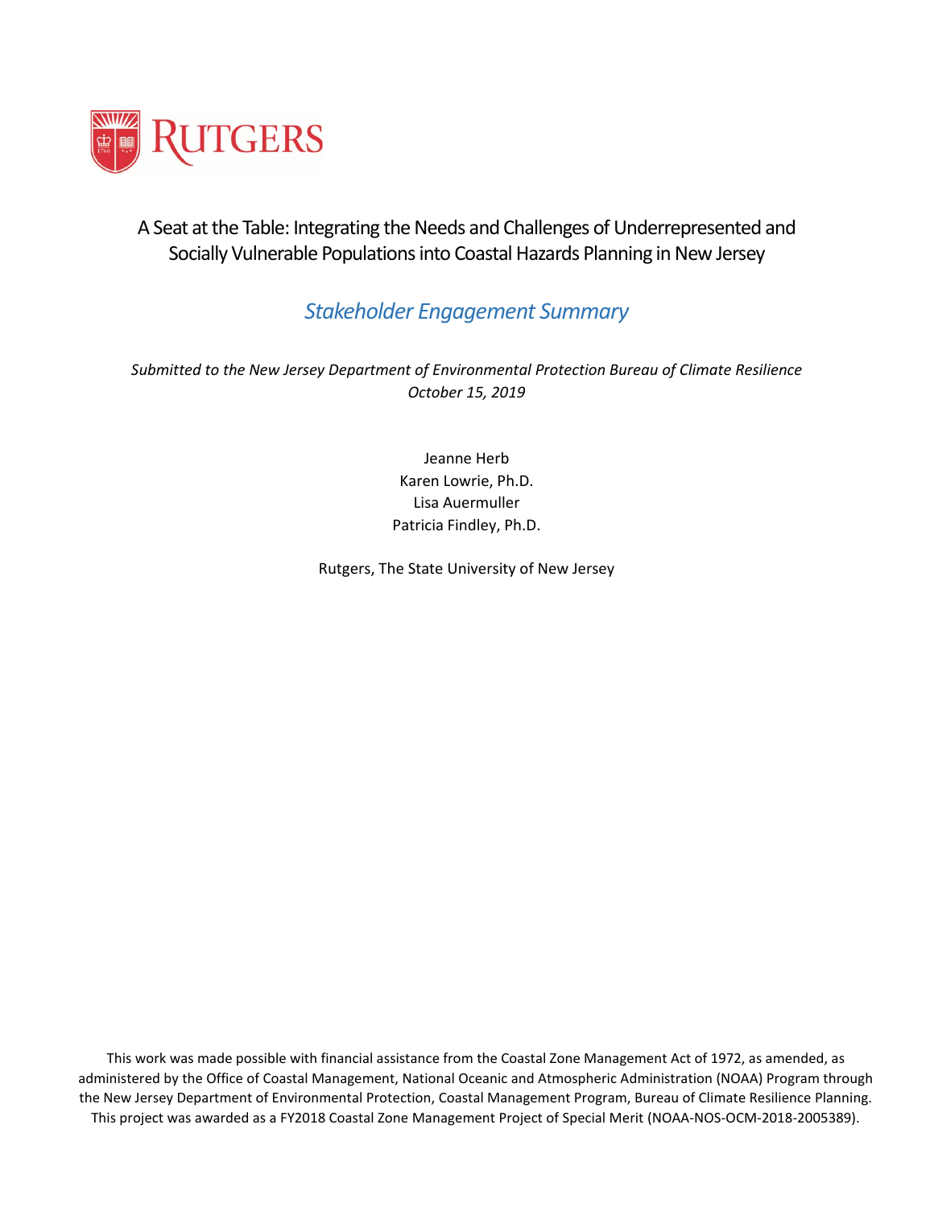RUTGERS

# A Seat at the Table: Integrating the Needs and Challenges of Underrepresented and Socially Vulnerable Populations into Coastal Hazards Planning in New Jersey

## *Stakeholder Engagement Summary*

*Submitted to the New Jersey Department of Environmental Protection Bureau of Climate Resilience*
*October 15, 2019*

Jeanne Herb
Karen Lowrie, Ph.D.
Lisa Auermuller
Patricia Findley, Ph.D.

Rutgers, The State University of New Jersey

This work was made possible with financial assistance from the Coastal Zone Management Act of 1972, as amended, as administered by the Office of Coastal Management, National Oceanic and Atmospheric Administration (NOAA) Program through the New Jersey Department of Environmental Protection, Coastal Management Program, Bureau of Climate Resilience Planning. This project was awarded as a FY2018 Coastal Zone Management Project of Special Merit (NOAA-NOS-OCM-2018-2005389).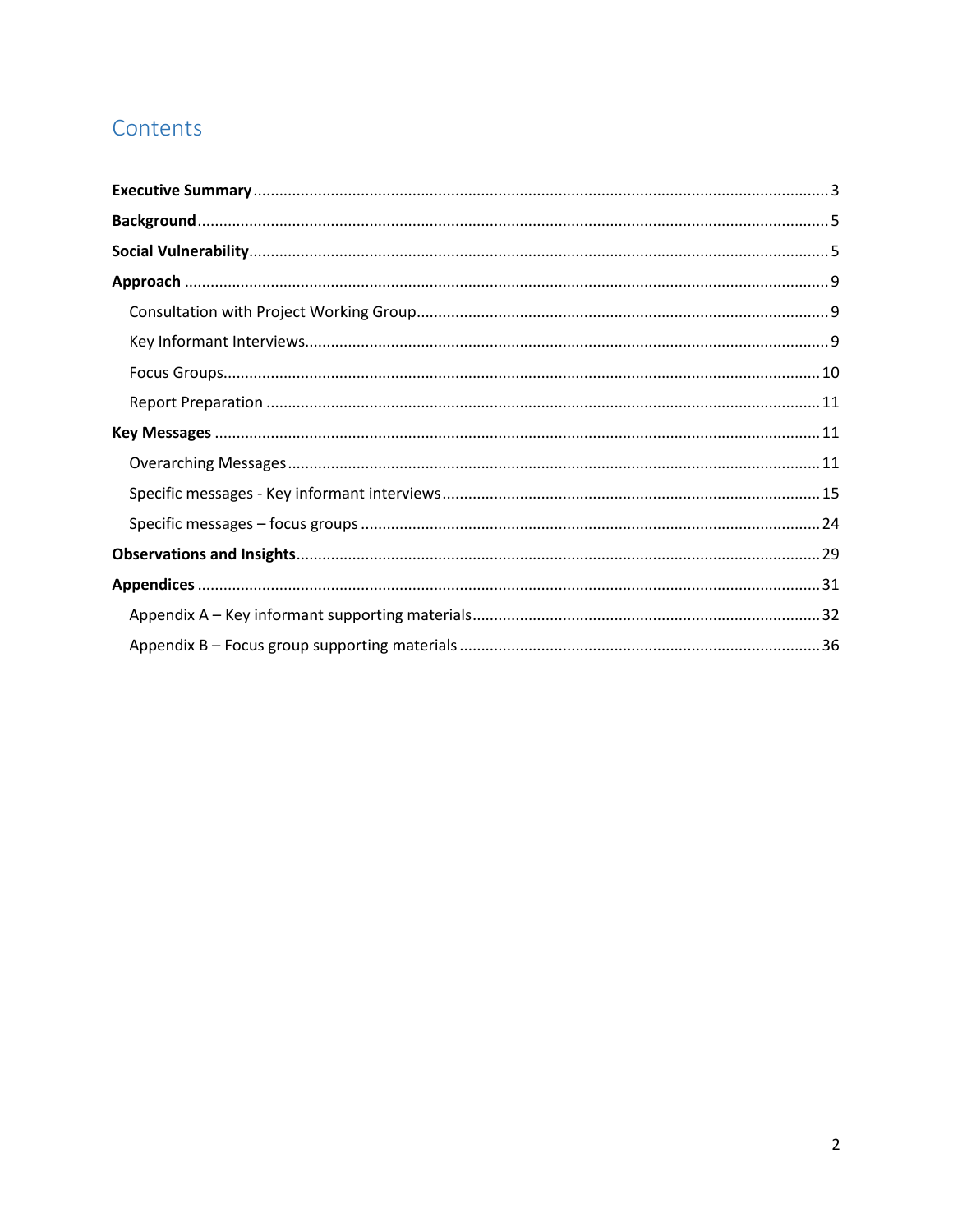# Contents

**Executive Summary** .... 3

**Background** .... 5

**Social Vulnerability** .... 5

**Approach** .... 9

- Consultation with Project Working Group .... 9
- Key Informant Interviews .... 9
- Focus Groups .... 10
- Report Preparation .... 11

**Key Messages** .... 11

- Overarching Messages .... 11
- Specific messages - Key informant interviews .... 15
- Specific messages – focus groups .... 24

**Observations and Insights** .... 29

**Appendices** .... 31

- Appendix A – Key informant supporting materials .... 32
- Appendix B – Focus group supporting materials .... 36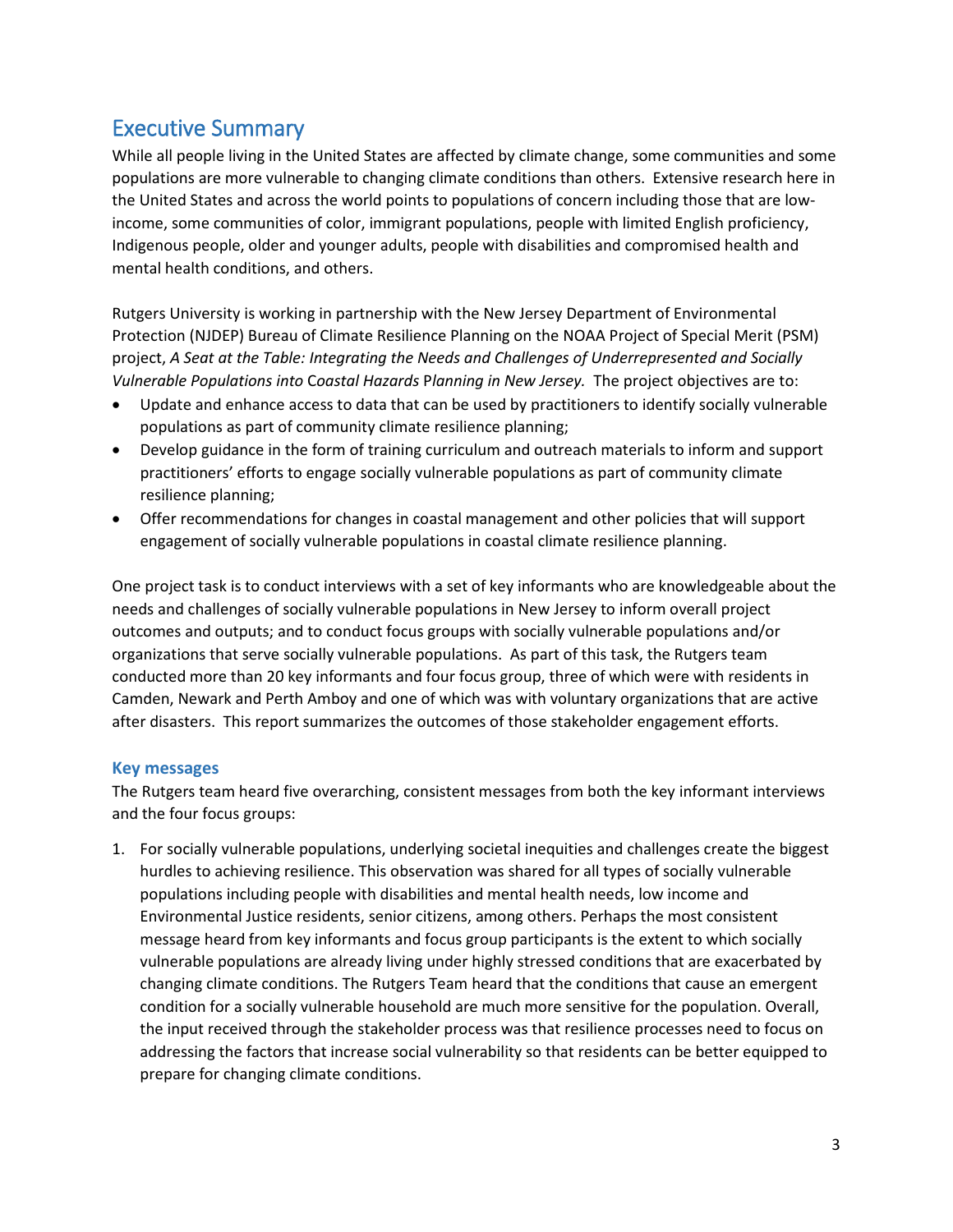# Executive Summary

While all people living in the United States are affected by climate change, some communities and some populations are more vulnerable to changing climate conditions than others. Extensive research here in the United States and across the world points to populations of concern including those that are low-income, some communities of color, immigrant populations, people with limited English proficiency, Indigenous people, older and younger adults, people with disabilities and compromised health and mental health conditions, and others.

Rutgers University is working in partnership with the New Jersey Department of Environmental Protection (NJDEP) Bureau of Climate Resilience Planning on the NOAA Project of Special Merit (PSM) project, *A Seat at the Table: Integrating the Needs and Challenges of Underrepresented and Socially Vulnerable Populations into Coastal Hazards Planning in New Jersey.* The project objectives are to:

- Update and enhance access to data that can be used by practitioners to identify socially vulnerable populations as part of community climate resilience planning;
- Develop guidance in the form of training curriculum and outreach materials to inform and support practitioners' efforts to engage socially vulnerable populations as part of community climate resilience planning;
- Offer recommendations for changes in coastal management and other policies that will support engagement of socially vulnerable populations in coastal climate resilience planning.

One project task is to conduct interviews with a set of key informants who are knowledgeable about the needs and challenges of socially vulnerable populations in New Jersey to inform overall project outcomes and outputs; and to conduct focus groups with socially vulnerable populations and/or organizations that serve socially vulnerable populations. As part of this task, the Rutgers team conducted more than 20 key informants and four focus group, three of which were with residents in Camden, Newark and Perth Amboy and one of which was with voluntary organizations that are active after disasters. This report summarizes the outcomes of those stakeholder engagement efforts.

### Key messages

The Rutgers team heard five overarching, consistent messages from both the key informant interviews and the four focus groups:

1. For socially vulnerable populations, underlying societal inequities and challenges create the biggest hurdles to achieving resilience. This observation was shared for all types of socially vulnerable populations including people with disabilities and mental health needs, low income and Environmental Justice residents, senior citizens, among others. Perhaps the most consistent message heard from key informants and focus group participants is the extent to which socially vulnerable populations are already living under highly stressed conditions that are exacerbated by changing climate conditions. The Rutgers Team heard that the conditions that cause an emergent condition for a socially vulnerable household are much more sensitive for the population. Overall, the input received through the stakeholder process was that resilience processes need to focus on addressing the factors that increase social vulnerability so that residents can be better equipped to prepare for changing climate conditions.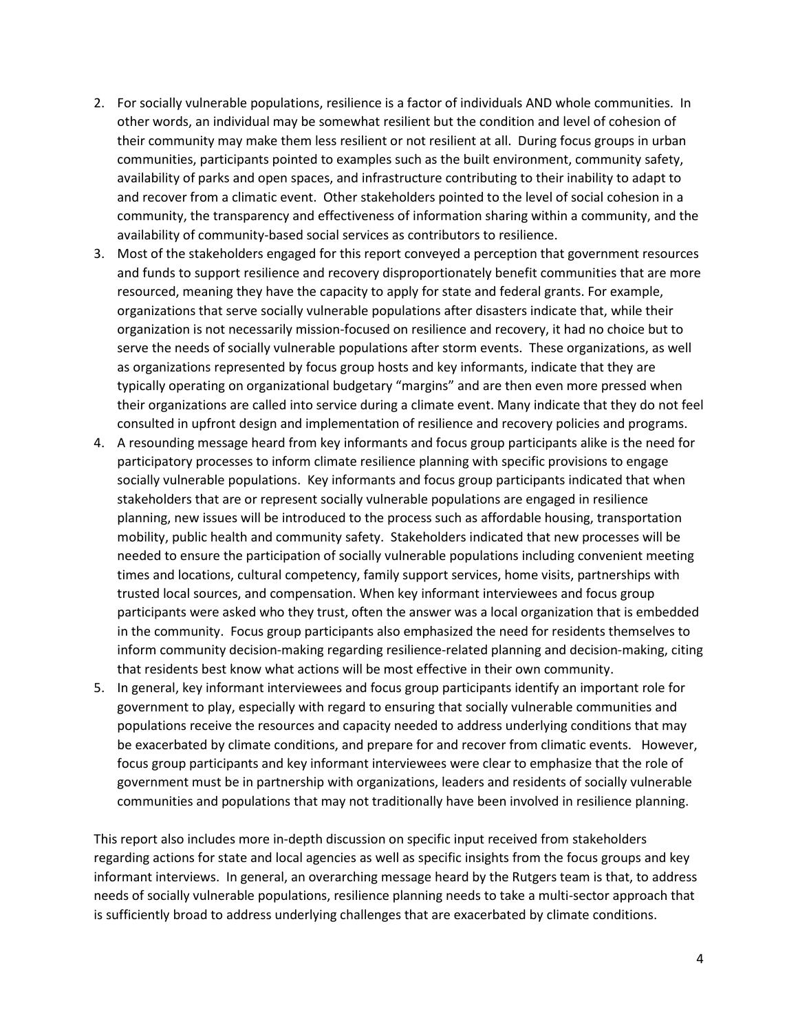2. For socially vulnerable populations, resilience is a factor of individuals AND whole communities. In other words, an individual may be somewhat resilient but the condition and level of cohesion of their community may make them less resilient or not resilient at all. During focus groups in urban communities, participants pointed to examples such as the built environment, community safety, availability of parks and open spaces, and infrastructure contributing to their inability to adapt to and recover from a climatic event. Other stakeholders pointed to the level of social cohesion in a community, the transparency and effectiveness of information sharing within a community, and the availability of community-based social services as contributors to resilience.
3. Most of the stakeholders engaged for this report conveyed a perception that government resources and funds to support resilience and recovery disproportionately benefit communities that are more resourced, meaning they have the capacity to apply for state and federal grants. For example, organizations that serve socially vulnerable populations after disasters indicate that, while their organization is not necessarily mission-focused on resilience and recovery, it had no choice but to serve the needs of socially vulnerable populations after storm events. These organizations, as well as organizations represented by focus group hosts and key informants, indicate that they are typically operating on organizational budgetary "margins" and are then even more pressed when their organizations are called into service during a climate event. Many indicate that they do not feel consulted in upfront design and implementation of resilience and recovery policies and programs.
4. A resounding message heard from key informants and focus group participants alike is the need for participatory processes to inform climate resilience planning with specific provisions to engage socially vulnerable populations. Key informants and focus group participants indicated that when stakeholders that are or represent socially vulnerable populations are engaged in resilience planning, new issues will be introduced to the process such as affordable housing, transportation mobility, public health and community safety. Stakeholders indicated that new processes will be needed to ensure the participation of socially vulnerable populations including convenient meeting times and locations, cultural competency, family support services, home visits, partnerships with trusted local sources, and compensation. When key informant interviewees and focus group participants were asked who they trust, often the answer was a local organization that is embedded in the community. Focus group participants also emphasized the need for residents themselves to inform community decision-making regarding resilience-related planning and decision-making, citing that residents best know what actions will be most effective in their own community.
5. In general, key informant interviewees and focus group participants identify an important role for government to play, especially with regard to ensuring that socially vulnerable communities and populations receive the resources and capacity needed to address underlying conditions that may be exacerbated by climate conditions, and prepare for and recover from climatic events. However, focus group participants and key informant interviewees were clear to emphasize that the role of government must be in partnership with organizations, leaders and residents of socially vulnerable communities and populations that may not traditionally have been involved in resilience planning.

This report also includes more in-depth discussion on specific input received from stakeholders regarding actions for state and local agencies as well as specific insights from the focus groups and key informant interviews. In general, an overarching message heard by the Rutgers team is that, to address needs of socially vulnerable populations, resilience planning needs to take a multi-sector approach that is sufficiently broad to address underlying challenges that are exacerbated by climate conditions.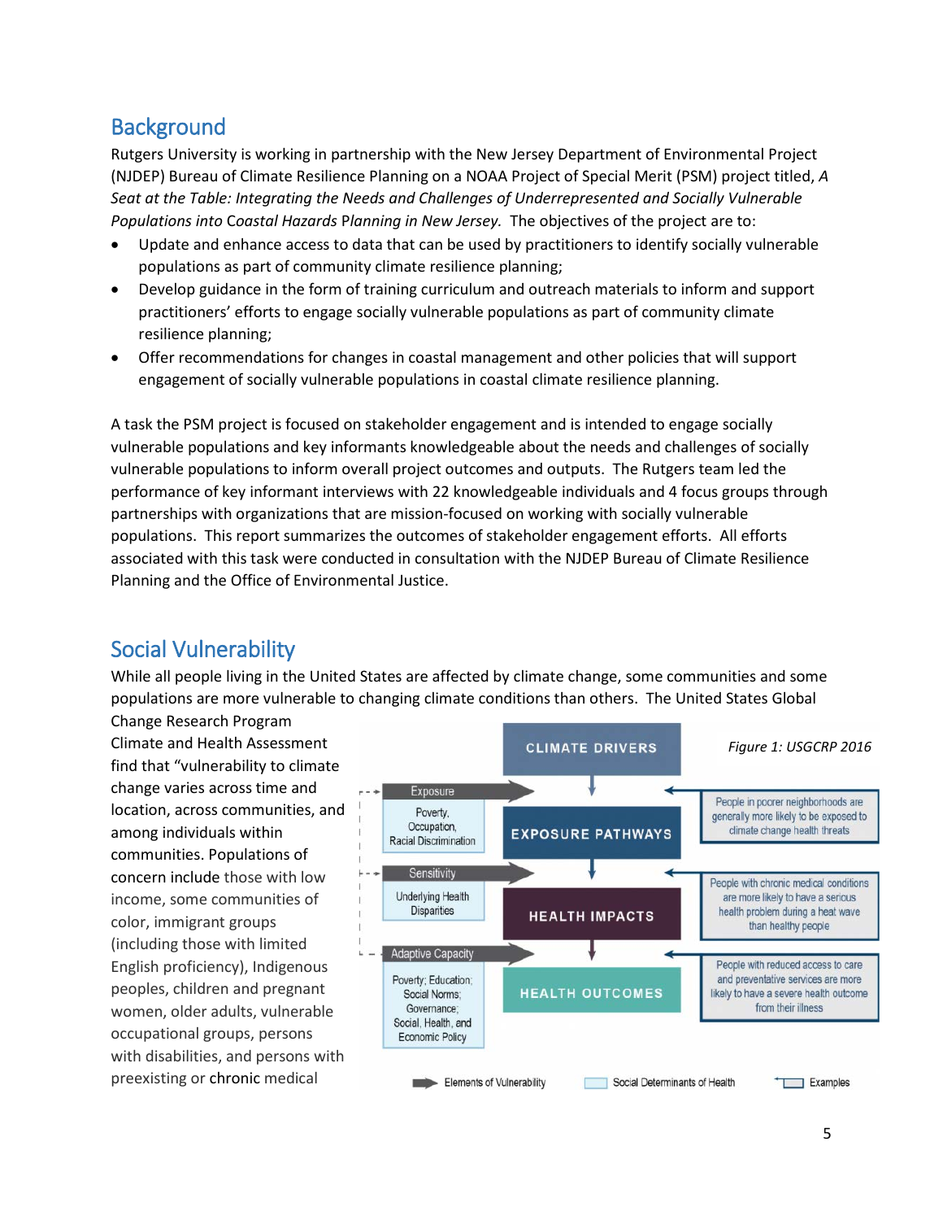## Background

Rutgers University is working in partnership with the New Jersey Department of Environmental Project (NJDEP) Bureau of Climate Resilience Planning on a NOAA Project of Special Merit (PSM) project titled, *A Seat at the Table: Integrating the Needs and Challenges of Underrepresented and Socially Vulnerable Populations into Coastal Hazards Planning in New Jersey.* The objectives of the project are to:

- Update and enhance access to data that can be used by practitioners to identify socially vulnerable populations as part of community climate resilience planning;
- Develop guidance in the form of training curriculum and outreach materials to inform and support practitioners' efforts to engage socially vulnerable populations as part of community climate resilience planning;
- Offer recommendations for changes in coastal management and other policies that will support engagement of socially vulnerable populations in coastal climate resilience planning.

A task the PSM project is focused on stakeholder engagement and is intended to engage socially vulnerable populations and key informants knowledgeable about the needs and challenges of socially vulnerable populations to inform overall project outcomes and outputs. The Rutgers team led the performance of key informant interviews with 22 knowledgeable individuals and 4 focus groups through partnerships with organizations that are mission-focused on working with socially vulnerable populations. This report summarizes the outcomes of stakeholder engagement efforts. All efforts associated with this task were conducted in consultation with the NJDEP Bureau of Climate Resilience Planning and the Office of Environmental Justice.

## Social Vulnerability

While all people living in the United States are affected by climate change, some communities and some populations are more vulnerable to changing climate conditions than others. The United States Global Change Research Program Climate and Health Assessment find that "vulnerability to climate change varies across time and location, across communities, and among individuals within communities. Populations of concern include those with low income, some communities of color, immigrant groups (including those with limited English proficiency), Indigenous peoples, children and pregnant women, older adults, vulnerable occupational groups, persons with disabilities, and persons with preexisting or chronic medical

*Figure 1: USGCRP 2016*

CLIMATE DRIVERS → EXPOSURE PATHWAYS → HEALTH IMPACTS → HEALTH OUTCOMES

Exposure: Poverty, Occupation, Racial Discrimination — People in poorer neighborhoods are generally more likely to be exposed to climate change health threats

Sensitivity: Underlying Health Disparities — People with chronic medical conditions are more likely to have a serious health problem during a heat wave than healthy people

Adaptive Capacity: Poverty; Education; Social Norms; Governance; Social, Health, and Economic Policy — People with reduced access to care and preventative services are more likely to have a severe health outcome from their illness

Elements of Vulnerability | Social Determinants of Health | Examples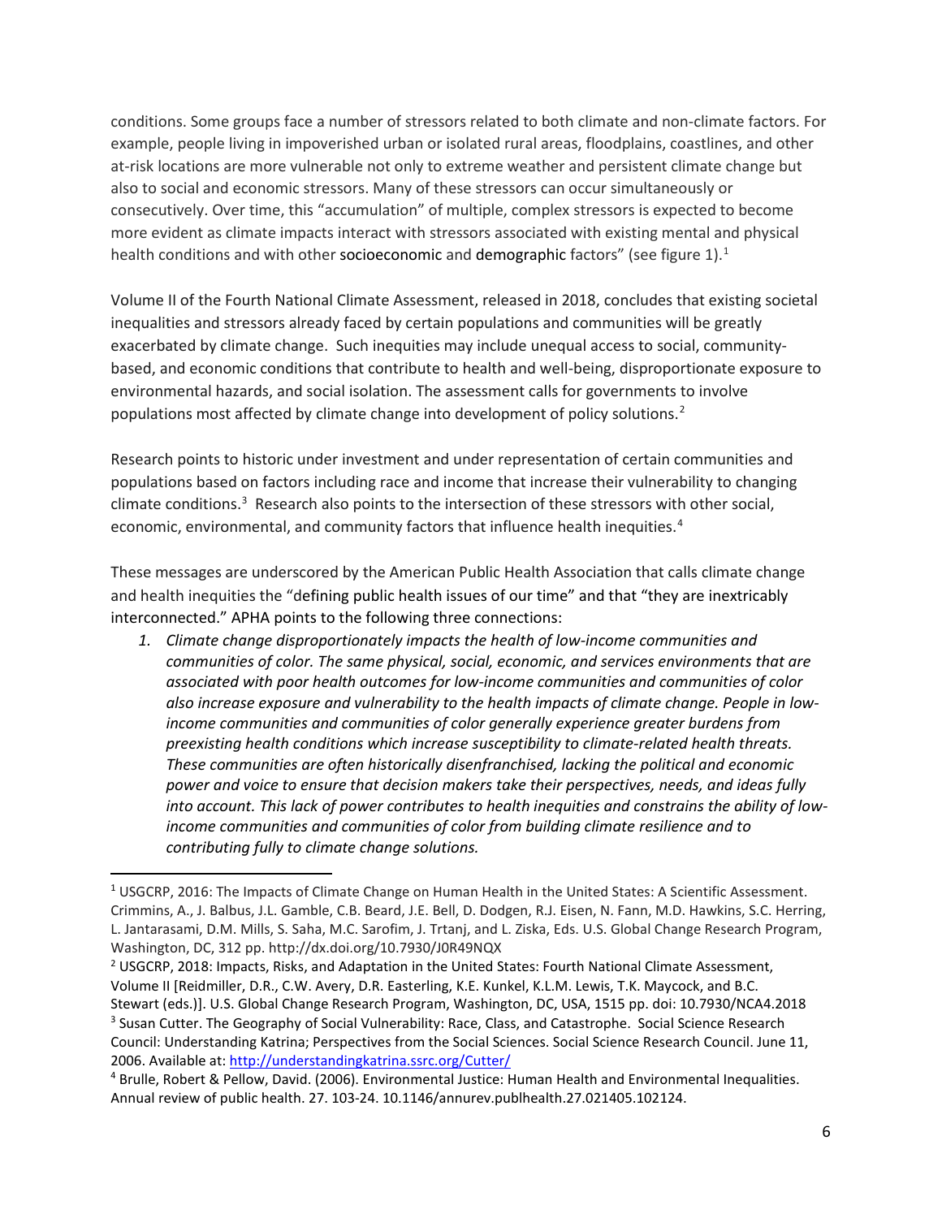conditions. Some groups face a number of stressors related to both climate and non-climate factors. For example, people living in impoverished urban or isolated rural areas, floodplains, coastlines, and other at-risk locations are more vulnerable not only to extreme weather and persistent climate change but also to social and economic stressors. Many of these stressors can occur simultaneously or consecutively. Over time, this "accumulation" of multiple, complex stressors is expected to become more evident as climate impacts interact with stressors associated with existing mental and physical health conditions and with other socioeconomic and demographic factors" (see figure 1).[1]

Volume II of the Fourth National Climate Assessment, released in 2018, concludes that existing societal inequalities and stressors already faced by certain populations and communities will be greatly exacerbated by climate change. Such inequities may include unequal access to social, community-based, and economic conditions that contribute to health and well-being, disproportionate exposure to environmental hazards, and social isolation. The assessment calls for governments to involve populations most affected by climate change into development of policy solutions.[2]

Research points to historic under investment and under representation of certain communities and populations based on factors including race and income that increase their vulnerability to changing climate conditions.[3] Research also points to the intersection of these stressors with other social, economic, environmental, and community factors that influence health inequities.[4]

These messages are underscored by the American Public Health Association that calls climate change and health inequities the "defining public health issues of our time" and that "they are inextricably interconnected." APHA points to the following three connections:

1. *Climate change disproportionately impacts the health of low-income communities and communities of color. The same physical, social, economic, and services environments that are associated with poor health outcomes for low-income communities and communities of color also increase exposure and vulnerability to the health impacts of climate change. People in low-income communities and communities of color generally experience greater burdens from preexisting health conditions which increase susceptibility to climate-related health threats. These communities are often historically disenfranchised, lacking the political and economic power and voice to ensure that decision makers take their perspectives, needs, and ideas fully into account. This lack of power contributes to health inequities and constrains the ability of low-income communities and communities of color from building climate resilience and to contributing fully to climate change solutions.*

---

[1] USGCRP, 2016: The Impacts of Climate Change on Human Health in the United States: A Scientific Assessment. Crimmins, A., J. Balbus, J.L. Gamble, C.B. Beard, J.E. Bell, D. Dodgen, R.J. Eisen, N. Fann, M.D. Hawkins, S.C. Herring, L. Jantarasami, D.M. Mills, S. Saha, M.C. Sarofim, J. Trtanj, and L. Ziska, Eds. U.S. Global Change Research Program, Washington, DC, 312 pp. http://dx.doi.org/10.7930/J0R49NQX

[2] USGCRP, 2018: Impacts, Risks, and Adaptation in the United States: Fourth National Climate Assessment, Volume II [Reidmiller, D.R., C.W. Avery, D.R. Easterling, K.E. Kunkel, K.L.M. Lewis, T.K. Maycock, and B.C. Stewart (eds.)]. U.S. Global Change Research Program, Washington, DC, USA, 1515 pp. doi: 10.7930/NCA4.2018

[3] Susan Cutter. The Geography of Social Vulnerability: Race, Class, and Catastrophe. Social Science Research Council: Understanding Katrina; Perspectives from the Social Sciences. Social Science Research Council. June 11, 2006. Available at: http://understandingkatrina.ssrc.org/Cutter/

[4] Brulle, Robert & Pellow, David. (2006). Environmental Justice: Human Health and Environmental Inequalities. Annual review of public health. 27. 103-24. 10.1146/annurev.publhealth.27.021405.102124.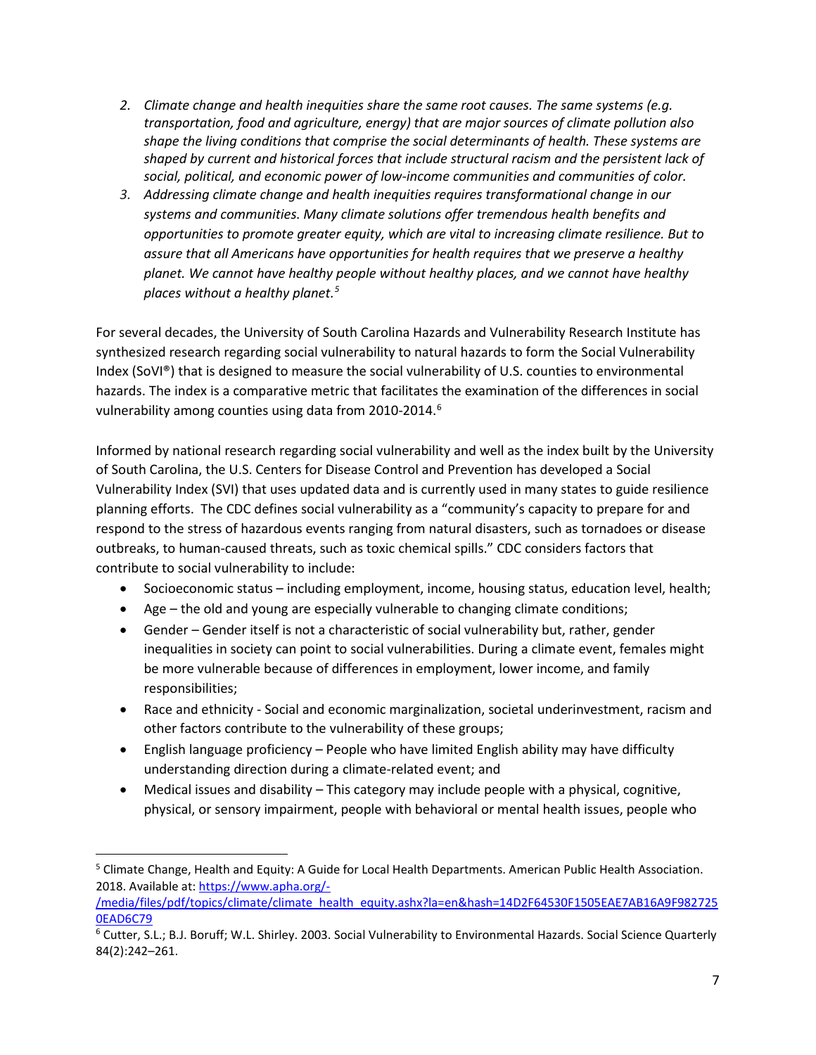2. *Climate change and health inequities share the same root causes. The same systems (e.g. transportation, food and agriculture, energy) that are major sources of climate pollution also shape the living conditions that comprise the social determinants of health. These systems are shaped by current and historical forces that include structural racism and the persistent lack of social, political, and economic power of low-income communities and communities of color.*
3. *Addressing climate change and health inequities requires transformational change in our systems and communities. Many climate solutions offer tremendous health benefits and opportunities to promote greater equity, which are vital to increasing climate resilience. But to assure that all Americans have opportunities for health requires that we preserve a healthy planet. We cannot have healthy people without healthy places, and we cannot have healthy places without a healthy planet.*[5]

For several decades, the University of South Carolina Hazards and Vulnerability Research Institute has synthesized research regarding social vulnerability to natural hazards to form the Social Vulnerability Index (SoVI®) that is designed to measure the social vulnerability of U.S. counties to environmental hazards. The index is a comparative metric that facilitates the examination of the differences in social vulnerability among counties using data from 2010-2014.[6]

Informed by national research regarding social vulnerability and well as the index built by the University of South Carolina, the U.S. Centers for Disease Control and Prevention has developed a Social Vulnerability Index (SVI) that uses updated data and is currently used in many states to guide resilience planning efforts. The CDC defines social vulnerability as a "community's capacity to prepare for and respond to the stress of hazardous events ranging from natural disasters, such as tornadoes or disease outbreaks, to human-caused threats, such as toxic chemical spills." CDC considers factors that contribute to social vulnerability to include:

- Socioeconomic status – including employment, income, housing status, education level, health;
- Age – the old and young are especially vulnerable to changing climate conditions;
- Gender – Gender itself is not a characteristic of social vulnerability but, rather, gender inequalities in society can point to social vulnerabilities. During a climate event, females might be more vulnerable because of differences in employment, lower income, and family responsibilities;
- Race and ethnicity - Social and economic marginalization, societal underinvestment, racism and other factors contribute to the vulnerability of these groups;
- English language proficiency – People who have limited English ability may have difficulty understanding direction during a climate-related event; and
- Medical issues and disability – This category may include people with a physical, cognitive, physical, or sensory impairment, people with behavioral or mental health issues, people who

---

[5] Climate Change, Health and Equity: A Guide for Local Health Departments. American Public Health Association. 2018. Available at: https://www.apha.org/-/media/files/pdf/topics/climate/climate_health_equity.ashx?la=en&hash=14D2F64530F1505EAE7AB16A9F9827250EAD6C79

[6] Cutter, S.L.; B.J. Boruff; W.L. Shirley. 2003. Social Vulnerability to Environmental Hazards. Social Science Quarterly 84(2):242–261.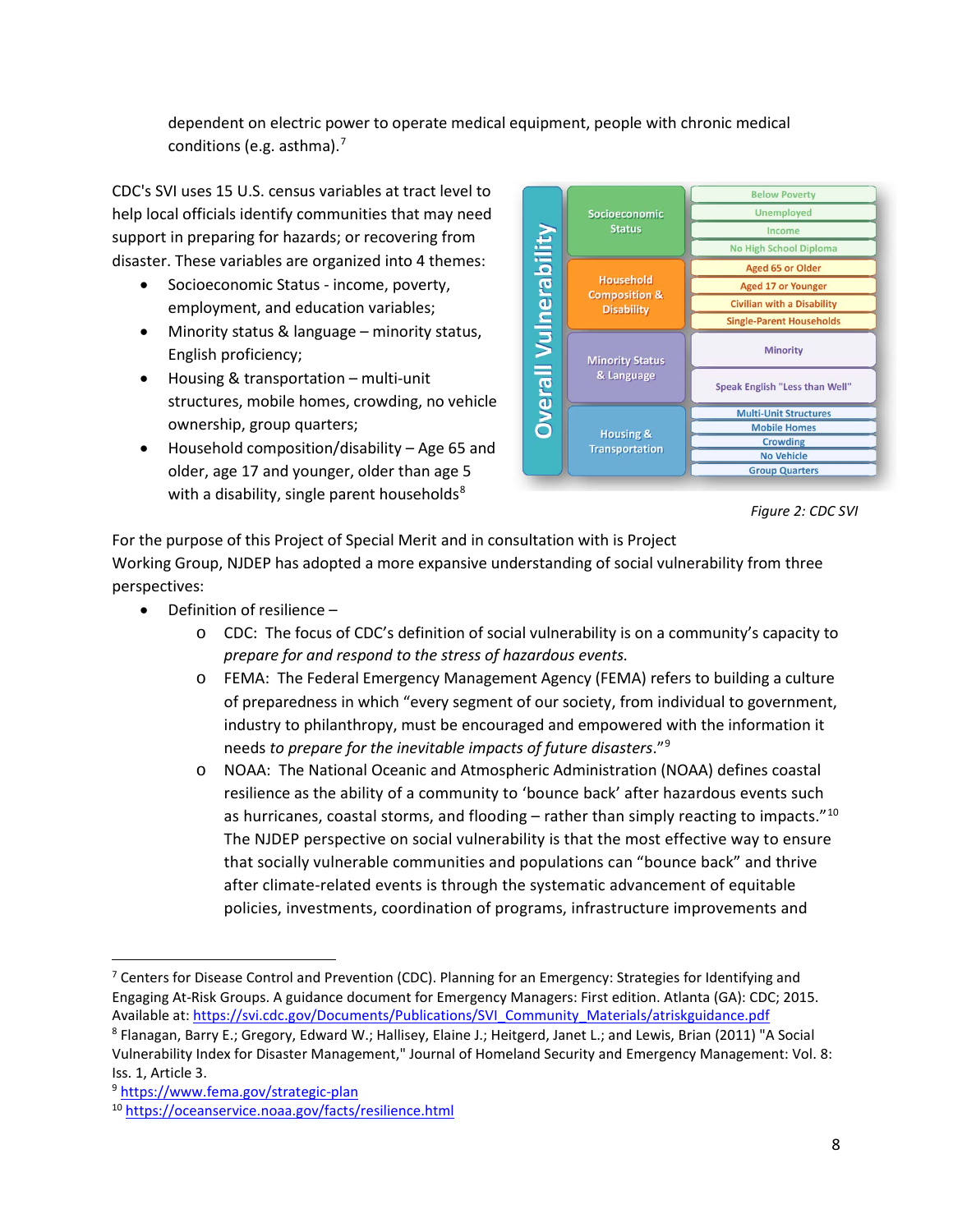dependent on electric power to operate medical equipment, people with chronic medical conditions (e.g. asthma).[7]

CDC's SVI uses 15 U.S. census variables at tract level to help local officials identify communities that may need support in preparing for hazards; or recovering from disaster. These variables are organized into 4 themes:

- Socioeconomic Status - income, poverty, employment, and education variables;
- Minority status & language – minority status, English proficiency;
- Housing & transportation – multi-unit structures, mobile homes, crowding, no vehicle ownership, group quarters;
- Household composition/disability – Age 65 and older, age 17 and younger, older than age 5 with a disability, single parent households[8]

| Overall Vulnerability | Theme | Variable |
|---|---|---|
| | Socioeconomic Status | Below Poverty |
| | | Unemployed |
| | | Income |
| | | No High School Diploma |
| | Household Composition & Disability | Aged 65 or Older |
| | | Aged 17 or Younger |
| | | Civilian with a Disability |
| | | Single-Parent Households |
| | Minority Status & Language | Minority |
| | | Speak English "Less than Well" |
| | Housing & Transportation | Multi-Unit Structures |
| | | Mobile Homes |
| | | Crowding |
| | | No Vehicle |
| | | Group Quarters |

*Figure 2: CDC SVI*

For the purpose of this Project of Special Merit and in consultation with is Project Working Group, NJDEP has adopted a more expansive understanding of social vulnerability from three perspectives:

- Definition of resilience –
  - CDC: The focus of CDC's definition of social vulnerability is on a community's capacity to *prepare for and respond to the stress of hazardous events.*
  - FEMA: The Federal Emergency Management Agency (FEMA) refers to building a culture of preparedness in which "every segment of our society, from individual to government, industry to philanthropy, must be encouraged and empowered with the information it needs *to prepare for the inevitable impacts of future disasters*."[9]
  - NOAA: The National Oceanic and Atmospheric Administration (NOAA) defines coastal resilience as the ability of a community to 'bounce back' after hazardous events such as hurricanes, coastal storms, and flooding – rather than simply reacting to impacts."[10]

    The NJDEP perspective on social vulnerability is that the most effective way to ensure that socially vulnerable communities and populations can "bounce back" and thrive after climate-related events is through the systematic advancement of equitable policies, investments, coordination of programs, infrastructure improvements and

---

[7] Centers for Disease Control and Prevention (CDC). Planning for an Emergency: Strategies for Identifying and Engaging At-Risk Groups. A guidance document for Emergency Managers: First edition. Atlanta (GA): CDC; 2015. Available at: https://svi.cdc.gov/Documents/Publications/SVI_Community_Materials/atriskguidance.pdf

[8] Flanagan, Barry E.; Gregory, Edward W.; Hallisey, Elaine J.; Heitgerd, Janet L.; and Lewis, Brian (2011) "A Social Vulnerability Index for Disaster Management," Journal of Homeland Security and Emergency Management: Vol. 8: Iss. 1, Article 3.

[9] https://www.fema.gov/strategic-plan

[10] https://oceanservice.noaa.gov/facts/resilience.html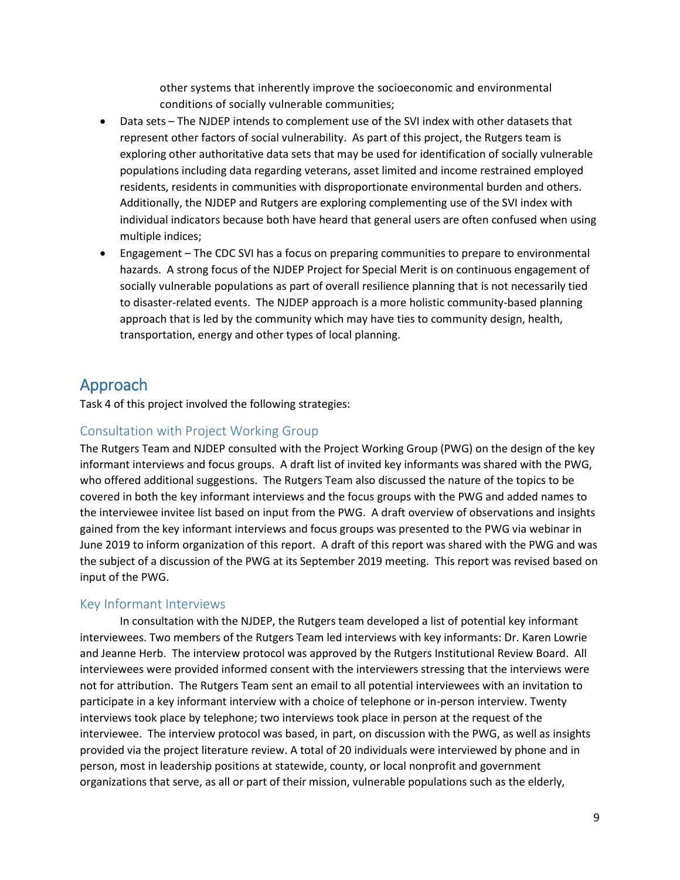other systems that inherently improve the socioeconomic and environmental conditions of socially vulnerable communities;

- Data sets – The NJDEP intends to complement use of the SVI index with other datasets that represent other factors of social vulnerability. As part of this project, the Rutgers team is exploring other authoritative data sets that may be used for identification of socially vulnerable populations including data regarding veterans, asset limited and income restrained employed residents, residents in communities with disproportionate environmental burden and others. Additionally, the NJDEP and Rutgers are exploring complementing use of the SVI index with individual indicators because both have heard that general users are often confused when using multiple indices;
- Engagement – The CDC SVI has a focus on preparing communities to prepare to environmental hazards. A strong focus of the NJDEP Project for Special Merit is on continuous engagement of socially vulnerable populations as part of overall resilience planning that is not necessarily tied to disaster-related events. The NJDEP approach is a more holistic community-based planning approach that is led by the community which may have ties to community design, health, transportation, energy and other types of local planning.

## Approach

Task 4 of this project involved the following strategies:

### Consultation with Project Working Group

The Rutgers Team and NJDEP consulted with the Project Working Group (PWG) on the design of the key informant interviews and focus groups. A draft list of invited key informants was shared with the PWG, who offered additional suggestions. The Rutgers Team also discussed the nature of the topics to be covered in both the key informant interviews and the focus groups with the PWG and added names to the interviewee invitee list based on input from the PWG. A draft overview of observations and insights gained from the key informant interviews and focus groups was presented to the PWG via webinar in June 2019 to inform organization of this report. A draft of this report was shared with the PWG and was the subject of a discussion of the PWG at its September 2019 meeting. This report was revised based on input of the PWG.

### Key Informant Interviews

In consultation with the NJDEP, the Rutgers team developed a list of potential key informant interviewees. Two members of the Rutgers Team led interviews with key informants: Dr. Karen Lowrie and Jeanne Herb. The interview protocol was approved by the Rutgers Institutional Review Board. All interviewees were provided informed consent with the interviewers stressing that the interviews were not for attribution. The Rutgers Team sent an email to all potential interviewees with an invitation to participate in a key informant interview with a choice of telephone or in-person interview. Twenty interviews took place by telephone; two interviews took place in person at the request of the interviewee. The interview protocol was based, in part, on discussion with the PWG, as well as insights provided via the project literature review. A total of 20 individuals were interviewed by phone and in person, most in leadership positions at statewide, county, or local nonprofit and government organizations that serve, as all or part of their mission, vulnerable populations such as the elderly,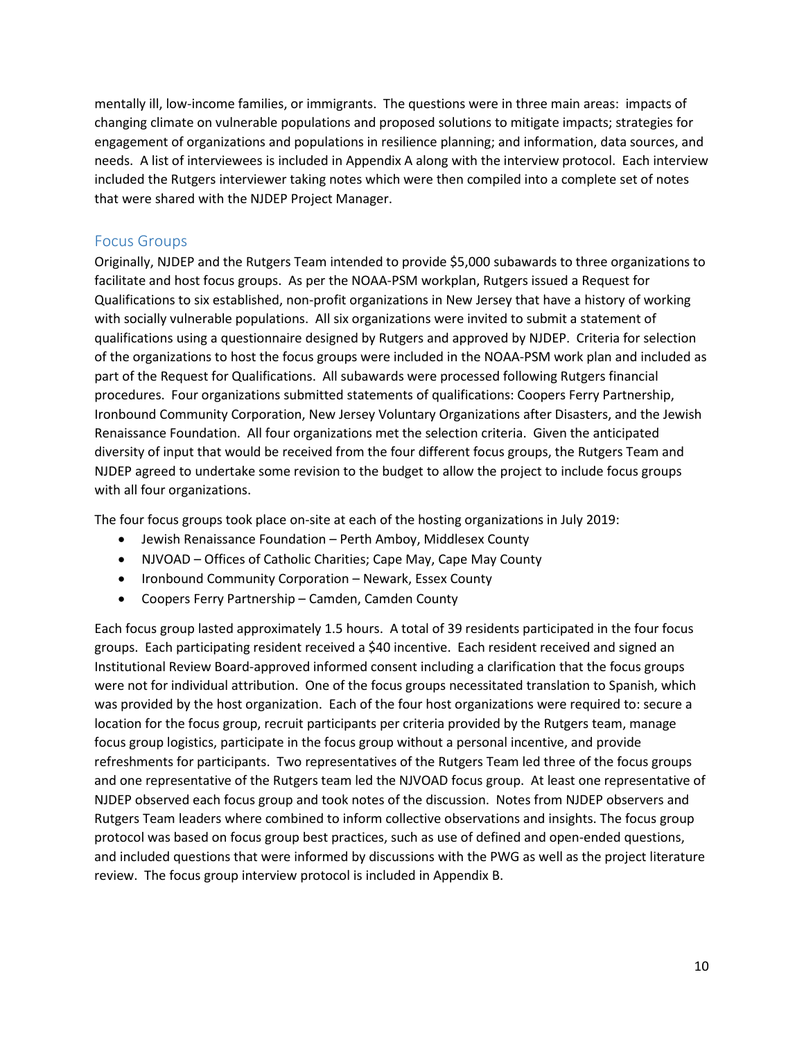mentally ill, low-income families, or immigrants. The questions were in three main areas: impacts of changing climate on vulnerable populations and proposed solutions to mitigate impacts; strategies for engagement of organizations and populations in resilience planning; and information, data sources, and needs. A list of interviewees is included in Appendix A along with the interview protocol. Each interview included the Rutgers interviewer taking notes which were then compiled into a complete set of notes that were shared with the NJDEP Project Manager.

## Focus Groups

Originally, NJDEP and the Rutgers Team intended to provide $5,000 subawards to three organizations to facilitate and host focus groups. As per the NOAA-PSM workplan, Rutgers issued a Request for Qualifications to six established, non-profit organizations in New Jersey that have a history of working with socially vulnerable populations. All six organizations were invited to submit a statement of qualifications using a questionnaire designed by Rutgers and approved by NJDEP. Criteria for selection of the organizations to host the focus groups were included in the NOAA-PSM work plan and included as part of the Request for Qualifications. All subawards were processed following Rutgers financial procedures. Four organizations submitted statements of qualifications: Coopers Ferry Partnership, Ironbound Community Corporation, New Jersey Voluntary Organizations after Disasters, and the Jewish Renaissance Foundation. All four organizations met the selection criteria. Given the anticipated diversity of input that would be received from the four different focus groups, the Rutgers Team and NJDEP agreed to undertake some revision to the budget to allow the project to include focus groups with all four organizations.

The four focus groups took place on-site at each of the hosting organizations in July 2019:

- Jewish Renaissance Foundation – Perth Amboy, Middlesex County
- NJVOAD – Offices of Catholic Charities; Cape May, Cape May County
- Ironbound Community Corporation – Newark, Essex County
- Coopers Ferry Partnership – Camden, Camden County

Each focus group lasted approximately 1.5 hours. A total of 39 residents participated in the four focus groups. Each participating resident received a $40 incentive. Each resident received and signed an Institutional Review Board-approved informed consent including a clarification that the focus groups were not for individual attribution. One of the focus groups necessitated translation to Spanish, which was provided by the host organization. Each of the four host organizations were required to: secure a location for the focus group, recruit participants per criteria provided by the Rutgers team, manage focus group logistics, participate in the focus group without a personal incentive, and provide refreshments for participants. Two representatives of the Rutgers Team led three of the focus groups and one representative of the Rutgers team led the NJVOAD focus group. At least one representative of NJDEP observed each focus group and took notes of the discussion. Notes from NJDEP observers and Rutgers Team leaders where combined to inform collective observations and insights. The focus group protocol was based on focus group best practices, such as use of defined and open-ended questions, and included questions that were informed by discussions with the PWG as well as the project literature review. The focus group interview protocol is included in Appendix B.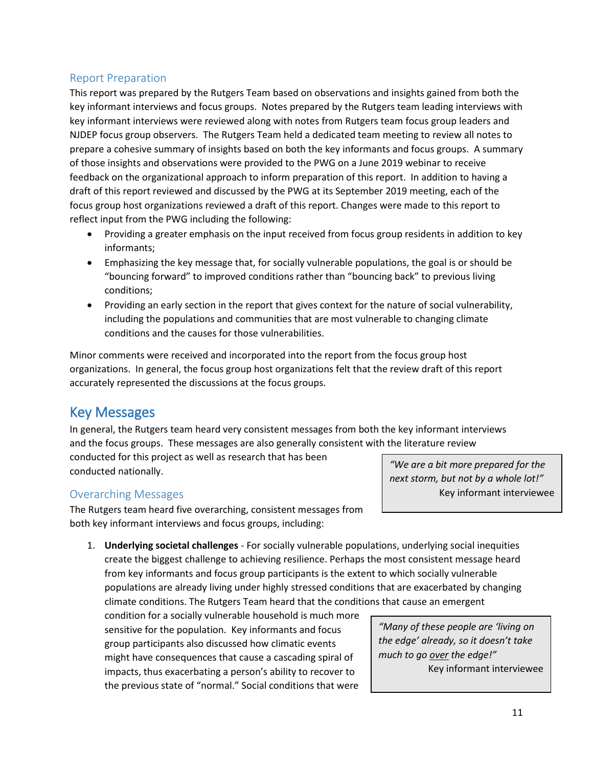### Report Preparation

This report was prepared by the Rutgers Team based on observations and insights gained from both the key informant interviews and focus groups. Notes prepared by the Rutgers team leading interviews with key informant interviews were reviewed along with notes from Rutgers team focus group leaders and NJDEP focus group observers. The Rutgers Team held a dedicated team meeting to review all notes to prepare a cohesive summary of insights based on both the key informants and focus groups. A summary of those insights and observations were provided to the PWG on a June 2019 webinar to receive feedback on the organizational approach to inform preparation of this report. In addition to having a draft of this report reviewed and discussed by the PWG at its September 2019 meeting, each of the focus group host organizations reviewed a draft of this report. Changes were made to this report to reflect input from the PWG including the following:

- Providing a greater emphasis on the input received from focus group residents in addition to key informants;
- Emphasizing the key message that, for socially vulnerable populations, the goal is or should be "bouncing forward" to improved conditions rather than "bouncing back" to previous living conditions;
- Providing an early section in the report that gives context for the nature of social vulnerability, including the populations and communities that are most vulnerable to changing climate conditions and the causes for those vulnerabilities.

Minor comments were received and incorporated into the report from the focus group host organizations. In general, the focus group host organizations felt that the review draft of this report accurately represented the discussions at the focus groups.

## Key Messages

In general, the Rutgers team heard very consistent messages from both the key informant interviews and the focus groups. These messages are also generally consistent with the literature review conducted for this project as well as research that has been conducted nationally.

> *"We are a bit more prepared for the next storm, but not by a whole lot!"*
> Key informant interviewee

### Overarching Messages

The Rutgers team heard five overarching, consistent messages from both key informant interviews and focus groups, including:

1. **Underlying societal challenges** - For socially vulnerable populations, underlying social inequities create the biggest challenge to achieving resilience. Perhaps the most consistent message heard from key informants and focus group participants is the extent to which socially vulnerable populations are already living under highly stressed conditions that are exacerbated by changing climate conditions. The Rutgers Team heard that the conditions that cause an emergent condition for a socially vulnerable household is much more sensitive for the population. Key informants and focus group participants also discussed how climatic events might have consequences that cause a cascading spiral of impacts, thus exacerbating a person's ability to recover to the previous state of "normal." Social conditions that were

> *"Many of these people are 'living on the edge' already, so it doesn't take much to go over the edge!"*
> Key informant interviewee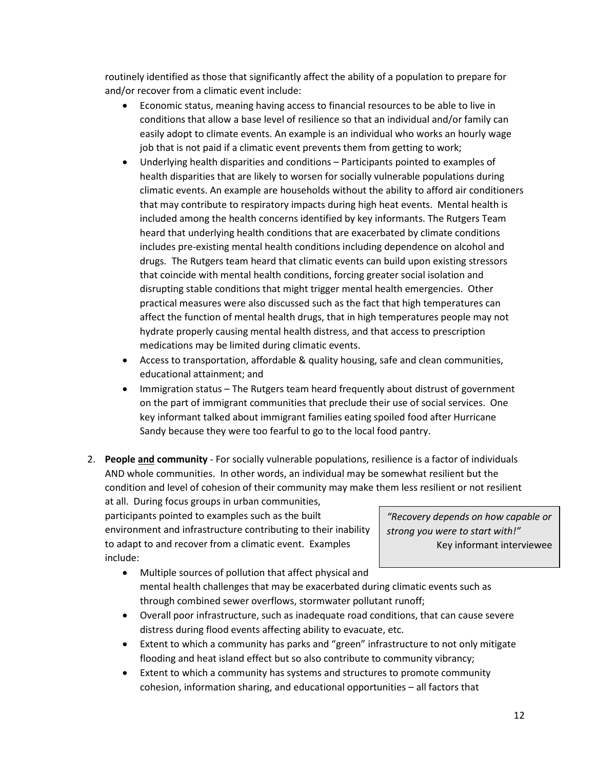routinely identified as those that significantly affect the ability of a population to prepare for and/or recover from a climatic event include:

- Economic status, meaning having access to financial resources to be able to live in conditions that allow a base level of resilience so that an individual and/or family can easily adopt to climate events. An example is an individual who works an hourly wage job that is not paid if a climatic event prevents them from getting to work;
- Underlying health disparities and conditions – Participants pointed to examples of health disparities that are likely to worsen for socially vulnerable populations during climatic events. An example are households without the ability to afford air conditioners that may contribute to respiratory impacts during high heat events. Mental health is included among the health concerns identified by key informants. The Rutgers Team heard that underlying health conditions that are exacerbated by climate conditions includes pre-existing mental health conditions including dependence on alcohol and drugs. The Rutgers team heard that climatic events can build upon existing stressors that coincide with mental health conditions, forcing greater social isolation and disrupting stable conditions that might trigger mental health emergencies. Other practical measures were also discussed such as the fact that high temperatures can affect the function of mental health drugs, that in high temperatures people may not hydrate properly causing mental health distress, and that access to prescription medications may be limited during climatic events.
- Access to transportation, affordable & quality housing, safe and clean communities, educational attainment; and
- Immigration status – The Rutgers team heard frequently about distrust of government on the part of immigrant communities that preclude their use of social services. One key informant talked about immigrant families eating spoiled food after Hurricane Sandy because they were too fearful to go to the local food pantry.

2. **People <u>and</u> community** - For socially vulnerable populations, resilience is a factor of individuals AND whole communities. In other words, an individual may be somewhat resilient but the condition and level of cohesion of their community may make them less resilient or not resilient at all. During focus groups in urban communities, participants pointed to examples such as the built environment and infrastructure contributing to their inability to adapt to and recover from a climatic event. Examples include:

> *"Recovery depends on how capable or strong you were to start with!"*
> Key informant interviewee

- Multiple sources of pollution that affect physical and mental health challenges that may be exacerbated during climatic events such as through combined sewer overflows, stormwater pollutant runoff;
- Overall poor infrastructure, such as inadequate road conditions, that can cause severe distress during flood events affecting ability to evacuate, etc.
- Extent to which a community has parks and "green" infrastructure to not only mitigate flooding and heat island effect but so also contribute to community vibrancy;
- Extent to which a community has systems and structures to promote community cohesion, information sharing, and educational opportunities – all factors that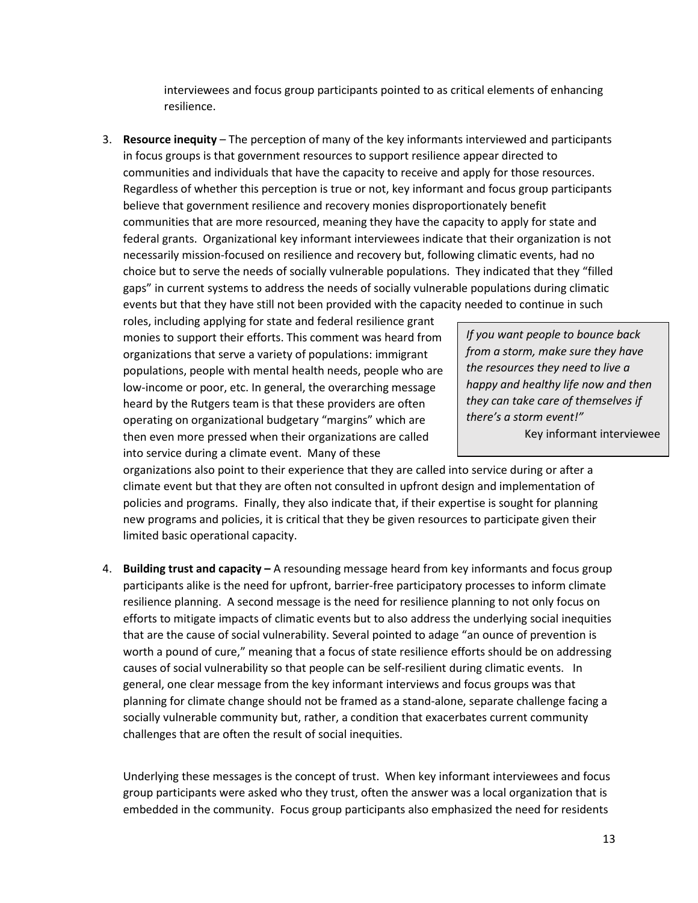interviewees and focus group participants pointed to as critical elements of enhancing resilience.

3. **Resource inequity** – The perception of many of the key informants interviewed and participants in focus groups is that government resources to support resilience appear directed to communities and individuals that have the capacity to receive and apply for those resources. Regardless of whether this perception is true or not, key informant and focus group participants believe that government resilience and recovery monies disproportionately benefit communities that are more resourced, meaning they have the capacity to apply for state and federal grants. Organizational key informant interviewees indicate that their organization is not necessarily mission-focused on resilience and recovery but, following climatic events, had no choice but to serve the needs of socially vulnerable populations. They indicated that they "filled gaps" in current systems to address the needs of socially vulnerable populations during climatic events but that they have still not been provided with the capacity needed to continue in such roles, including applying for state and federal resilience grant monies to support their efforts. This comment was heard from organizations that serve a variety of populations: immigrant populations, people with mental health needs, people who are low-income or poor, etc. In general, the overarching message heard by the Rutgers team is that these providers are often operating on organizational budgetary "margins" which are then even more pressed when their organizations are called into service during a climate event. Many of these organizations also point to their experience that they are called into service during or after a climate event but that they are often not consulted in upfront design and implementation of policies and programs. Finally, they also indicate that, if their expertise is sought for planning new programs and policies, it is critical that they be given resources to participate given their limited basic operational capacity.

> *If you want people to bounce back from a storm, make sure they have the resources they need to live a happy and healthy life now and then they can take care of themselves if there's a storm event!"*
>
> Key informant interviewee

4. **Building trust and capacity –** A resounding message heard from key informants and focus group participants alike is the need for upfront, barrier-free participatory processes to inform climate resilience planning. A second message is the need for resilience planning to not only focus on efforts to mitigate impacts of climatic events but to also address the underlying social inequities that are the cause of social vulnerability. Several pointed to adage "an ounce of prevention is worth a pound of cure," meaning that a focus of state resilience efforts should be on addressing causes of social vulnerability so that people can be self-resilient during climatic events. In general, one clear message from the key informant interviews and focus groups was that planning for climate change should not be framed as a stand-alone, separate challenge facing a socially vulnerable community but, rather, a condition that exacerbates current community challenges that are often the result of social inequities.

   Underlying these messages is the concept of trust. When key informant interviewees and focus group participants were asked who they trust, often the answer was a local organization that is embedded in the community. Focus group participants also emphasized the need for residents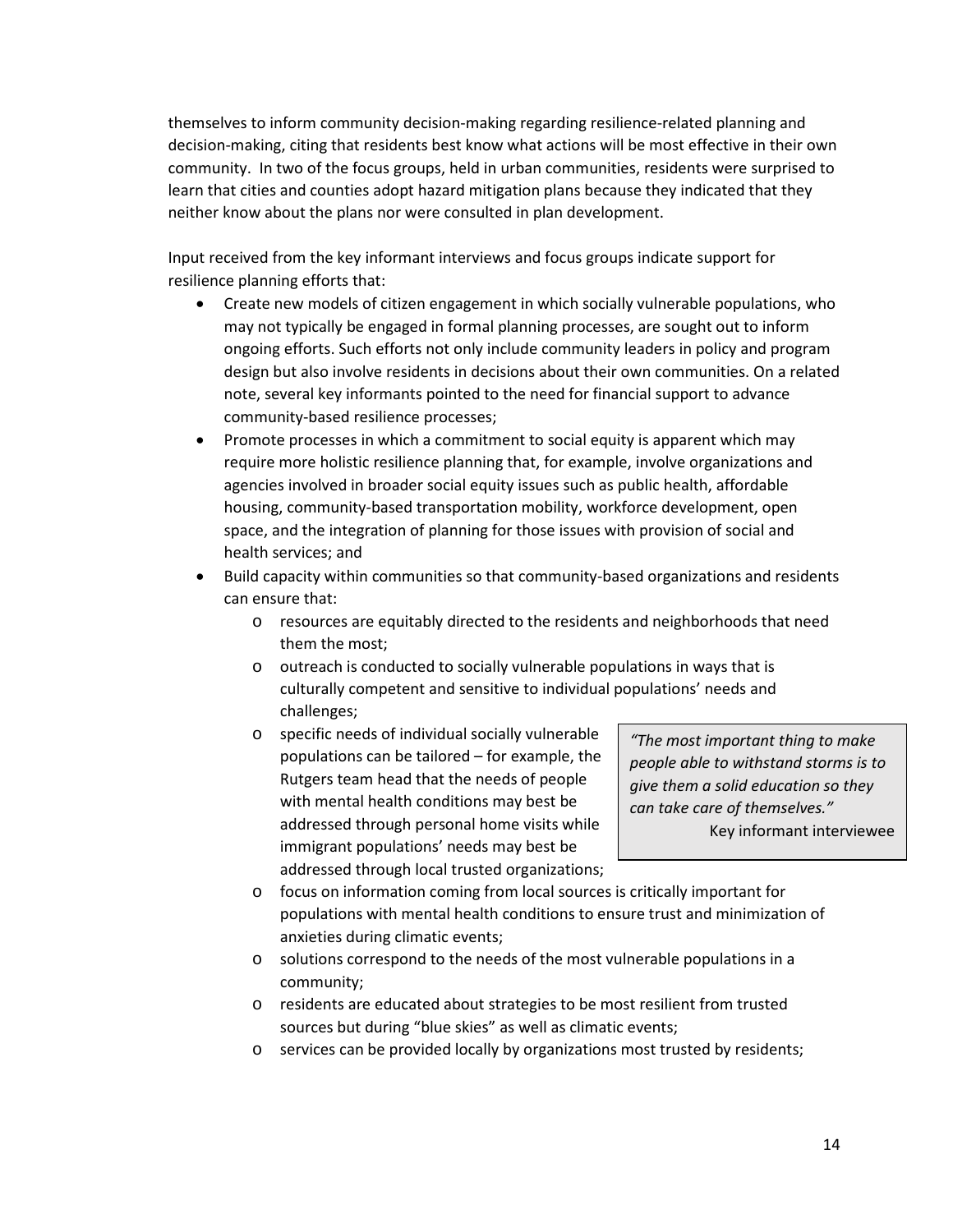themselves to inform community decision-making regarding resilience-related planning and decision-making, citing that residents best know what actions will be most effective in their own community. In two of the focus groups, held in urban communities, residents were surprised to learn that cities and counties adopt hazard mitigation plans because they indicated that they neither know about the plans nor were consulted in plan development.

Input received from the key informant interviews and focus groups indicate support for resilience planning efforts that:

- Create new models of citizen engagement in which socially vulnerable populations, who may not typically be engaged in formal planning processes, are sought out to inform ongoing efforts. Such efforts not only include community leaders in policy and program design but also involve residents in decisions about their own communities. On a related note, several key informants pointed to the need for financial support to advance community-based resilience processes;
- Promote processes in which a commitment to social equity is apparent which may require more holistic resilience planning that, for example, involve organizations and agencies involved in broader social equity issues such as public health, affordable housing, community-based transportation mobility, workforce development, open space, and the integration of planning for those issues with provision of social and health services; and
- Build capacity within communities so that community-based organizations and residents can ensure that:
  - resources are equitably directed to the residents and neighborhoods that need them the most;
  - outreach is conducted to socially vulnerable populations in ways that is culturally competent and sensitive to individual populations' needs and challenges;
  - specific needs of individual socially vulnerable populations can be tailored – for example, the Rutgers team head that the needs of people with mental health conditions may best be addressed through personal home visits while immigrant populations' needs may best be addressed through local trusted organizations;
  - focus on information coming from local sources is critically important for populations with mental health conditions to ensure trust and minimization of anxieties during climatic events;
  - solutions correspond to the needs of the most vulnerable populations in a community;
  - residents are educated about strategies to be most resilient from trusted sources but during "blue skies" as well as climatic events;
  - services can be provided locally by organizations most trusted by residents;

> *"The most important thing to make people able to withstand storms is to give them a solid education so they can take care of themselves."*
> Key informant interviewee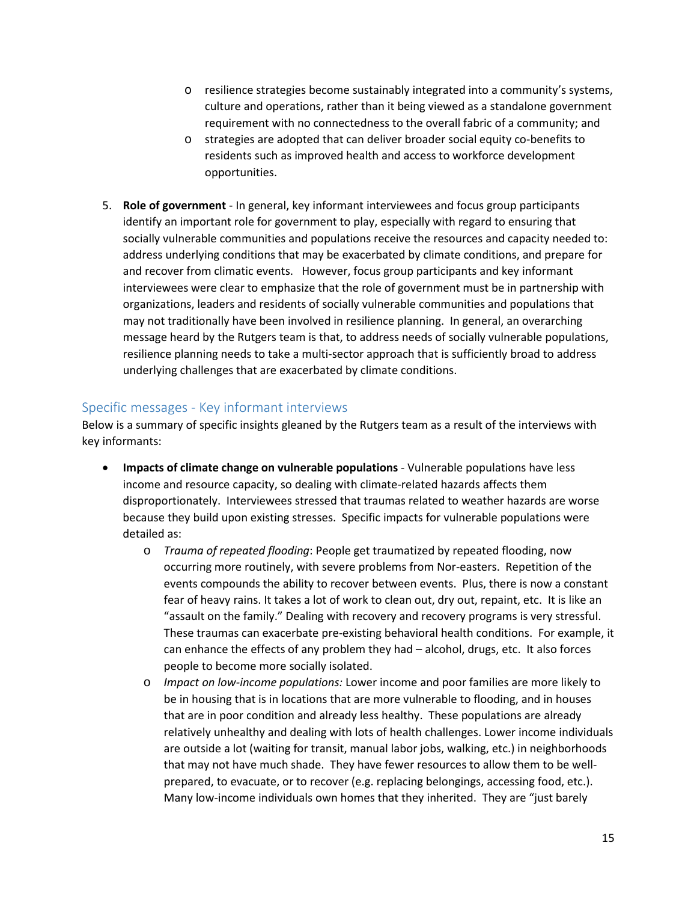- resilience strategies become sustainably integrated into a community's systems, culture and operations, rather than it being viewed as a standalone government requirement with no connectedness to the overall fabric of a community; and
  - strategies are adopted that can deliver broader social equity co-benefits to residents such as improved health and access to workforce development opportunities.

5. **Role of government** - In general, key informant interviewees and focus group participants identify an important role for government to play, especially with regard to ensuring that socially vulnerable communities and populations receive the resources and capacity needed to: address underlying conditions that may be exacerbated by climate conditions, and prepare for and recover from climatic events. However, focus group participants and key informant interviewees were clear to emphasize that the role of government must be in partnership with organizations, leaders and residents of socially vulnerable communities and populations that may not traditionally have been involved in resilience planning. In general, an overarching message heard by the Rutgers team is that, to address needs of socially vulnerable populations, resilience planning needs to take a multi-sector approach that is sufficiently broad to address underlying challenges that are exacerbated by climate conditions.

## Specific messages - Key informant interviews

Below is a summary of specific insights gleaned by the Rutgers team as a result of the interviews with key informants:

- **Impacts of climate change on vulnerable populations** - Vulnerable populations have less income and resource capacity, so dealing with climate-related hazards affects them disproportionately. Interviewees stressed that traumas related to weather hazards are worse because they build upon existing stresses. Specific impacts for vulnerable populations were detailed as:
  - *Trauma of repeated flooding*: People get traumatized by repeated flooding, now occurring more routinely, with severe problems from Nor-easters. Repetition of the events compounds the ability to recover between events. Plus, there is now a constant fear of heavy rains. It takes a lot of work to clean out, dry out, repaint, etc. It is like an "assault on the family." Dealing with recovery and recovery programs is very stressful. These traumas can exacerbate pre-existing behavioral health conditions. For example, it can enhance the effects of any problem they had – alcohol, drugs, etc. It also forces people to become more socially isolated.
  - *Impact on low-income populations:* Lower income and poor families are more likely to be in housing that is in locations that are more vulnerable to flooding, and in houses that are in poor condition and already less healthy. These populations are already relatively unhealthy and dealing with lots of health challenges. Lower income individuals are outside a lot (waiting for transit, manual labor jobs, walking, etc.) in neighborhoods that may not have much shade. They have fewer resources to allow them to be well-prepared, to evacuate, or to recover (e.g. replacing belongings, accessing food, etc.). Many low-income individuals own homes that they inherited. They are "just barely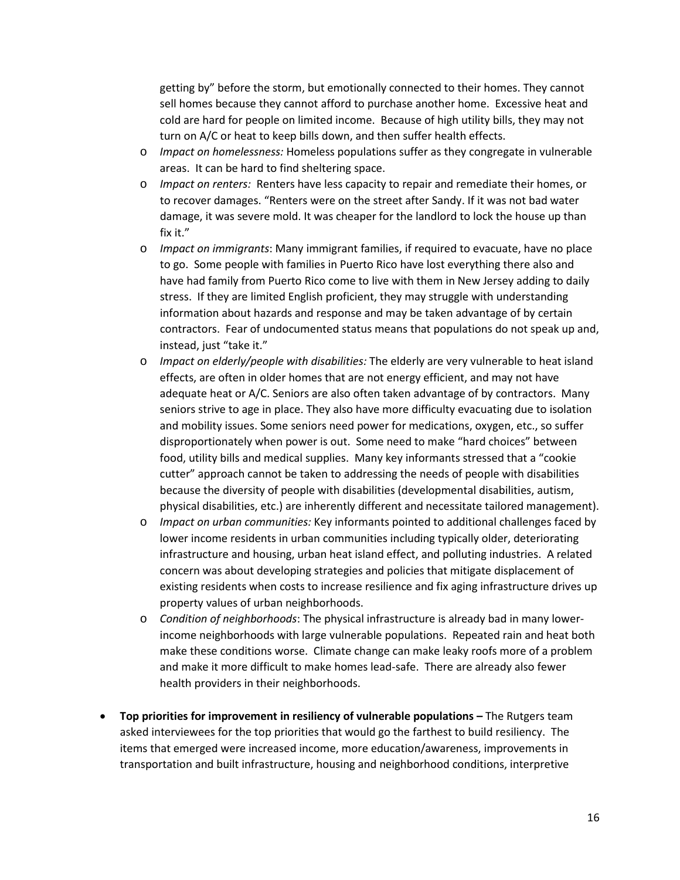getting by" before the storm, but emotionally connected to their homes. They cannot sell homes because they cannot afford to purchase another home. Excessive heat and cold are hard for people on limited income. Because of high utility bills, they may not turn on A/C or heat to keep bills down, and then suffer health effects.

  - *Impact on homelessness:* Homeless populations suffer as they congregate in vulnerable areas. It can be hard to find sheltering space.
  - *Impact on renters:* Renters have less capacity to repair and remediate their homes, or to recover damages. "Renters were on the street after Sandy. If it was not bad water damage, it was severe mold. It was cheaper for the landlord to lock the house up than fix it."
  - *Impact on immigrants*: Many immigrant families, if required to evacuate, have no place to go. Some people with families in Puerto Rico have lost everything there also and have had family from Puerto Rico come to live with them in New Jersey adding to daily stress. If they are limited English proficient, they may struggle with understanding information about hazards and response and may be taken advantage of by certain contractors. Fear of undocumented status means that populations do not speak up and, instead, just "take it."
  - *Impact on elderly/people with disabilities:* The elderly are very vulnerable to heat island effects, are often in older homes that are not energy efficient, and may not have adequate heat or A/C. Seniors are also often taken advantage of by contractors. Many seniors strive to age in place. They also have more difficulty evacuating due to isolation and mobility issues. Some seniors need power for medications, oxygen, etc., so suffer disproportionately when power is out. Some need to make "hard choices" between food, utility bills and medical supplies. Many key informants stressed that a "cookie cutter" approach cannot be taken to addressing the needs of people with disabilities because the diversity of people with disabilities (developmental disabilities, autism, physical disabilities, etc.) are inherently different and necessitate tailored management).
  - *Impact on urban communities:* Key informants pointed to additional challenges faced by lower income residents in urban communities including typically older, deteriorating infrastructure and housing, urban heat island effect, and polluting industries. A related concern was about developing strategies and policies that mitigate displacement of existing residents when costs to increase resilience and fix aging infrastructure drives up property values of urban neighborhoods.
  - *Condition of neighborhoods*: The physical infrastructure is already bad in many lower-income neighborhoods with large vulnerable populations. Repeated rain and heat both make these conditions worse. Climate change can make leaky roofs more of a problem and make it more difficult to make homes lead-safe. There are already also fewer health providers in their neighborhoods.

- **Top priorities for improvement in resiliency of vulnerable populations –** The Rutgers team asked interviewees for the top priorities that would go the farthest to build resiliency. The items that emerged were increased income, more education/awareness, improvements in transportation and built infrastructure, housing and neighborhood conditions, interpretive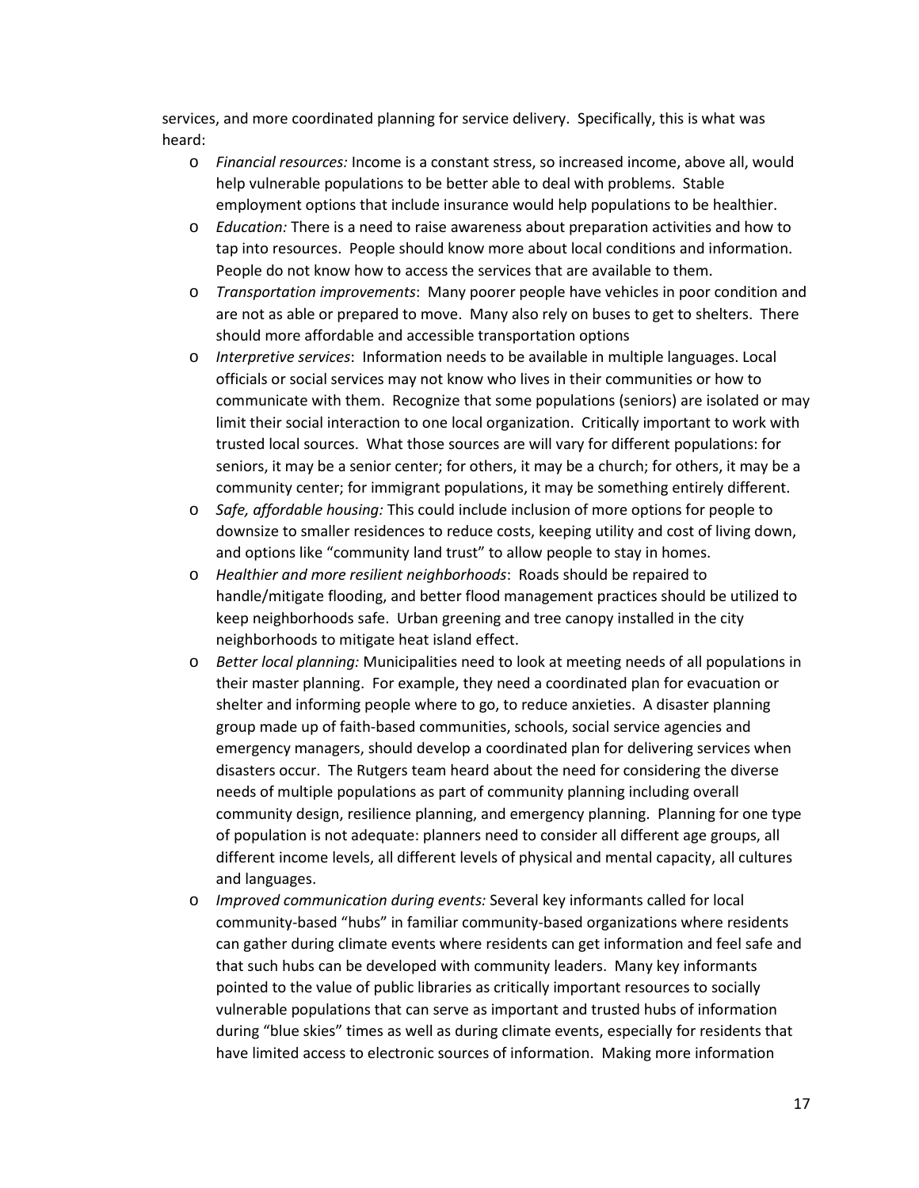services, and more coordinated planning for service delivery. Specifically, this is what was heard:

- *Financial resources:* Income is a constant stress, so increased income, above all, would help vulnerable populations to be better able to deal with problems. Stable employment options that include insurance would help populations to be healthier.
- *Education:* There is a need to raise awareness about preparation activities and how to tap into resources. People should know more about local conditions and information. People do not know how to access the services that are available to them.
- *Transportation improvements*: Many poorer people have vehicles in poor condition and are not as able or prepared to move. Many also rely on buses to get to shelters. There should more affordable and accessible transportation options
- *Interpretive services*: Information needs to be available in multiple languages. Local officials or social services may not know who lives in their communities or how to communicate with them. Recognize that some populations (seniors) are isolated or may limit their social interaction to one local organization. Critically important to work with trusted local sources. What those sources are will vary for different populations: for seniors, it may be a senior center; for others, it may be a church; for others, it may be a community center; for immigrant populations, it may be something entirely different.
- *Safe, affordable housing:* This could include inclusion of more options for people to downsize to smaller residences to reduce costs, keeping utility and cost of living down, and options like "community land trust" to allow people to stay in homes.
- *Healthier and more resilient neighborhoods*: Roads should be repaired to handle/mitigate flooding, and better flood management practices should be utilized to keep neighborhoods safe. Urban greening and tree canopy installed in the city neighborhoods to mitigate heat island effect.
- *Better local planning:* Municipalities need to look at meeting needs of all populations in their master planning. For example, they need a coordinated plan for evacuation or shelter and informing people where to go, to reduce anxieties. A disaster planning group made up of faith-based communities, schools, social service agencies and emergency managers, should develop a coordinated plan for delivering services when disasters occur. The Rutgers team heard about the need for considering the diverse needs of multiple populations as part of community planning including overall community design, resilience planning, and emergency planning. Planning for one type of population is not adequate: planners need to consider all different age groups, all different income levels, all different levels of physical and mental capacity, all cultures and languages.
- *Improved communication during events:* Several key informants called for local community-based "hubs" in familiar community-based organizations where residents can gather during climate events where residents can get information and feel safe and that such hubs can be developed with community leaders. Many key informants pointed to the value of public libraries as critically important resources to socially vulnerable populations that can serve as important and trusted hubs of information during "blue skies" times as well as during climate events, especially for residents that have limited access to electronic sources of information. Making more information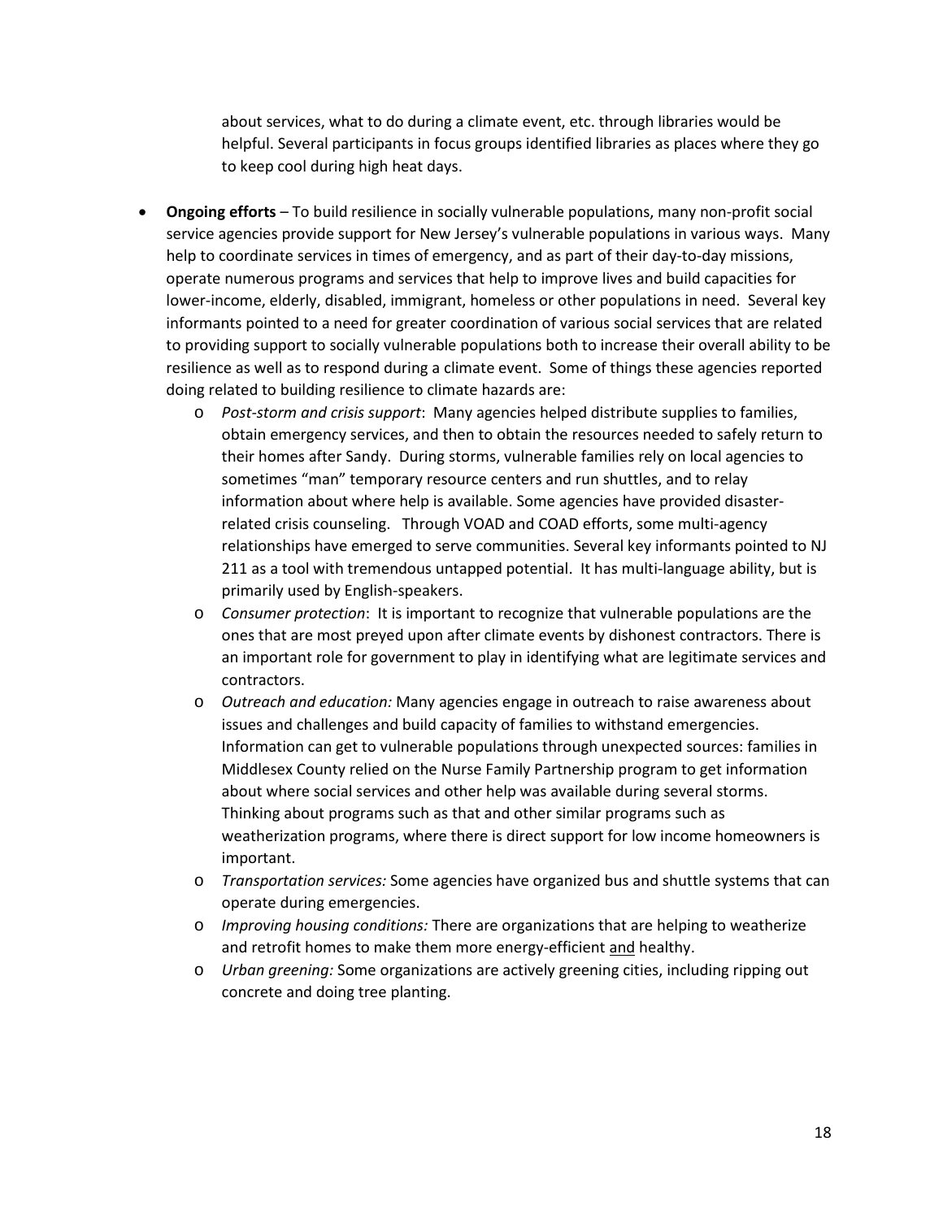about services, what to do during a climate event, etc. through libraries would be helpful. Several participants in focus groups identified libraries as places where they go to keep cool during high heat days.

- **Ongoing efforts** – To build resilience in socially vulnerable populations, many non-profit social service agencies provide support for New Jersey's vulnerable populations in various ways. Many help to coordinate services in times of emergency, and as part of their day-to-day missions, operate numerous programs and services that help to improve lives and build capacities for lower-income, elderly, disabled, immigrant, homeless or other populations in need. Several key informants pointed to a need for greater coordination of various social services that are related to providing support to socially vulnerable populations both to increase their overall ability to be resilience as well as to respond during a climate event. Some of things these agencies reported doing related to building resilience to climate hazards are:
    - *Post-storm and crisis support*: Many agencies helped distribute supplies to families, obtain emergency services, and then to obtain the resources needed to safely return to their homes after Sandy. During storms, vulnerable families rely on local agencies to sometimes "man" temporary resource centers and run shuttles, and to relay information about where help is available. Some agencies have provided disaster-related crisis counseling. Through VOAD and COAD efforts, some multi-agency relationships have emerged to serve communities. Several key informants pointed to NJ 211 as a tool with tremendous untapped potential. It has multi-language ability, but is primarily used by English-speakers.
    - *Consumer protection*: It is important to recognize that vulnerable populations are the ones that are most preyed upon after climate events by dishonest contractors. There is an important role for government to play in identifying what are legitimate services and contractors.
    - *Outreach and education:* Many agencies engage in outreach to raise awareness about issues and challenges and build capacity of families to withstand emergencies. Information can get to vulnerable populations through unexpected sources: families in Middlesex County relied on the Nurse Family Partnership program to get information about where social services and other help was available during several storms. Thinking about programs such as that and other similar programs such as weatherization programs, where there is direct support for low income homeowners is important.
    - *Transportation services:* Some agencies have organized bus and shuttle systems that can operate during emergencies.
    - *Improving housing conditions:* There are organizations that are helping to weatherize and retrofit homes to make them more energy-efficient and healthy.
    - *Urban greening:* Some organizations are actively greening cities, including ripping out concrete and doing tree planting.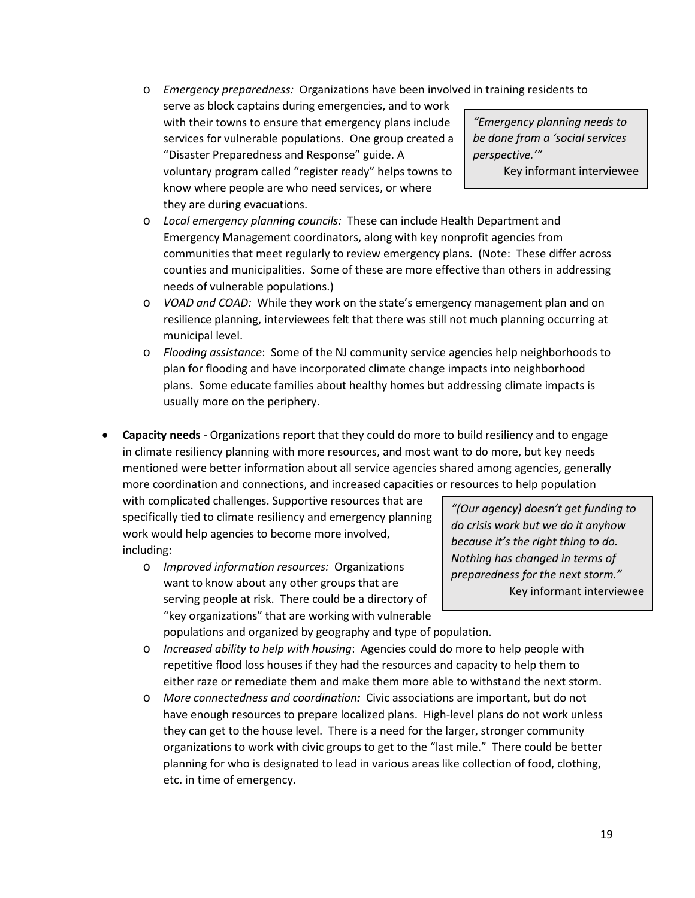- *Emergency preparedness:* Organizations have been involved in training residents to serve as block captains during emergencies, and to work with their towns to ensure that emergency plans include services for vulnerable populations. One group created a "Disaster Preparedness and Response" guide. A voluntary program called "register ready" helps towns to know where people are who need services, or where they are during evacuations.

> *"Emergency planning needs to be done from a 'social services perspective.'"*
> Key informant interviewee

- *Local emergency planning councils:* These can include Health Department and Emergency Management coordinators, along with key nonprofit agencies from communities that meet regularly to review emergency plans. (Note: These differ across counties and municipalities. Some of these are more effective than others in addressing needs of vulnerable populations.)
- *VOAD and COAD:* While they work on the state's emergency management plan and on resilience planning, interviewees felt that there was still not much planning occurring at municipal level.
- *Flooding assistance*: Some of the NJ community service agencies help neighborhoods to plan for flooding and have incorporated climate change impacts into neighborhood plans. Some educate families about healthy homes but addressing climate impacts is usually more on the periphery.

- **Capacity needs** - Organizations report that they could do more to build resiliency and to engage in climate resiliency planning with more resources, and most want to do more, but key needs mentioned were better information about all service agencies shared among agencies, generally more coordination and connections, and increased capacities or resources to help population with complicated challenges. Supportive resources that are specifically tied to climate resiliency and emergency planning work would help agencies to become more involved, including:
  - *Improved information resources:* Organizations want to know about any other groups that are serving people at risk. There could be a directory of "key organizations" that are working with vulnerable populations and organized by geography and type of population.
  - *Increased ability to help with housing*: Agencies could do more to help people with repetitive flood loss houses if they had the resources and capacity to help them to either raze or remediate them and make them more able to withstand the next storm.
  - *More connectedness and coordination:* Civic associations are important, but do not have enough resources to prepare localized plans. High-level plans do not work unless they can get to the house level. There is a need for the larger, stronger community organizations to work with civic groups to get to the "last mile." There could be better planning for who is designated to lead in various areas like collection of food, clothing, etc. in time of emergency.

> *"(Our agency) doesn't get funding to do crisis work but we do it anyhow because it's the right thing to do. Nothing has changed in terms of preparedness for the next storm."*
> Key informant interviewee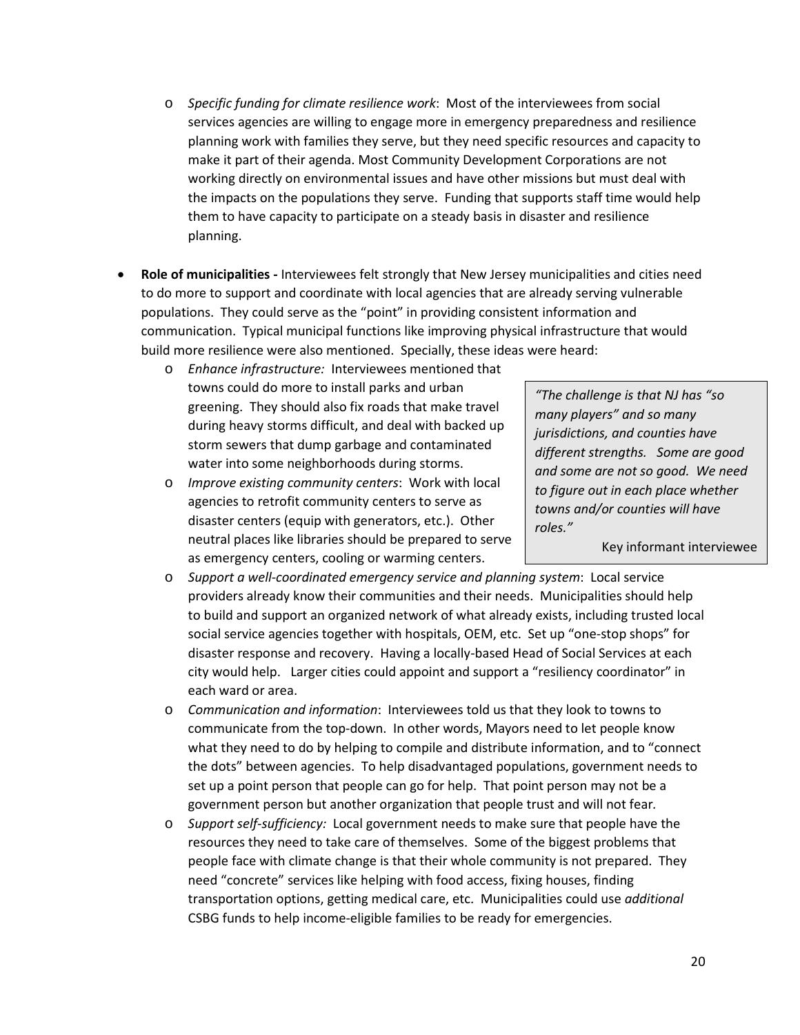- *Specific funding for climate resilience work*: Most of the interviewees from social services agencies are willing to engage more in emergency preparedness and resilience planning work with families they serve, but they need specific resources and capacity to make it part of their agenda. Most Community Development Corporations are not working directly on environmental issues and have other missions but must deal with the impacts on the populations they serve. Funding that supports staff time would help them to have capacity to participate on a steady basis in disaster and resilience planning.

- **Role of municipalities -** Interviewees felt strongly that New Jersey municipalities and cities need to do more to support and coordinate with local agencies that are already serving vulnerable populations. They could serve as the "point" in providing consistent information and communication. Typical municipal functions like improving physical infrastructure that would build more resilience were also mentioned. Specially, these ideas were heard:
  - *Enhance infrastructure:* Interviewees mentioned that towns could do more to install parks and urban greening. They should also fix roads that make travel during heavy storms difficult, and deal with backed up storm sewers that dump garbage and contaminated water into some neighborhoods during storms.
  - *Improve existing community centers*: Work with local agencies to retrofit community centers to serve as disaster centers (equip with generators, etc.). Other neutral places like libraries should be prepared to serve as emergency centers, cooling or warming centers.
  - *Support a well-coordinated emergency service and planning system*: Local service providers already know their communities and their needs. Municipalities should help to build and support an organized network of what already exists, including trusted local social service agencies together with hospitals, OEM, etc. Set up "one-stop shops" for disaster response and recovery. Having a locally-based Head of Social Services at each city would help. Larger cities could appoint and support a "resiliency coordinator" in each ward or area.
  - *Communication and information*: Interviewees told us that they look to towns to communicate from the top-down. In other words, Mayors need to let people know what they need to do by helping to compile and distribute information, and to "connect the dots" between agencies. To help disadvantaged populations, government needs to set up a point person that people can go for help. That point person may not be a government person but another organization that people trust and will not fear.
  - *Support self-sufficiency:* Local government needs to make sure that people have the resources they need to take care of themselves. Some of the biggest problems that people face with climate change is that their whole community is not prepared. They need "concrete" services like helping with food access, fixing houses, finding transportation options, getting medical care, etc. Municipalities could use *additional* CSBG funds to help income-eligible families to be ready for emergencies.

> *"The challenge is that NJ has "so many players" and so many jurisdictions, and counties have different strengths. Some are good and some are not so good. We need to figure out in each place whether towns and/or counties will have roles."*
>
> Key informant interviewee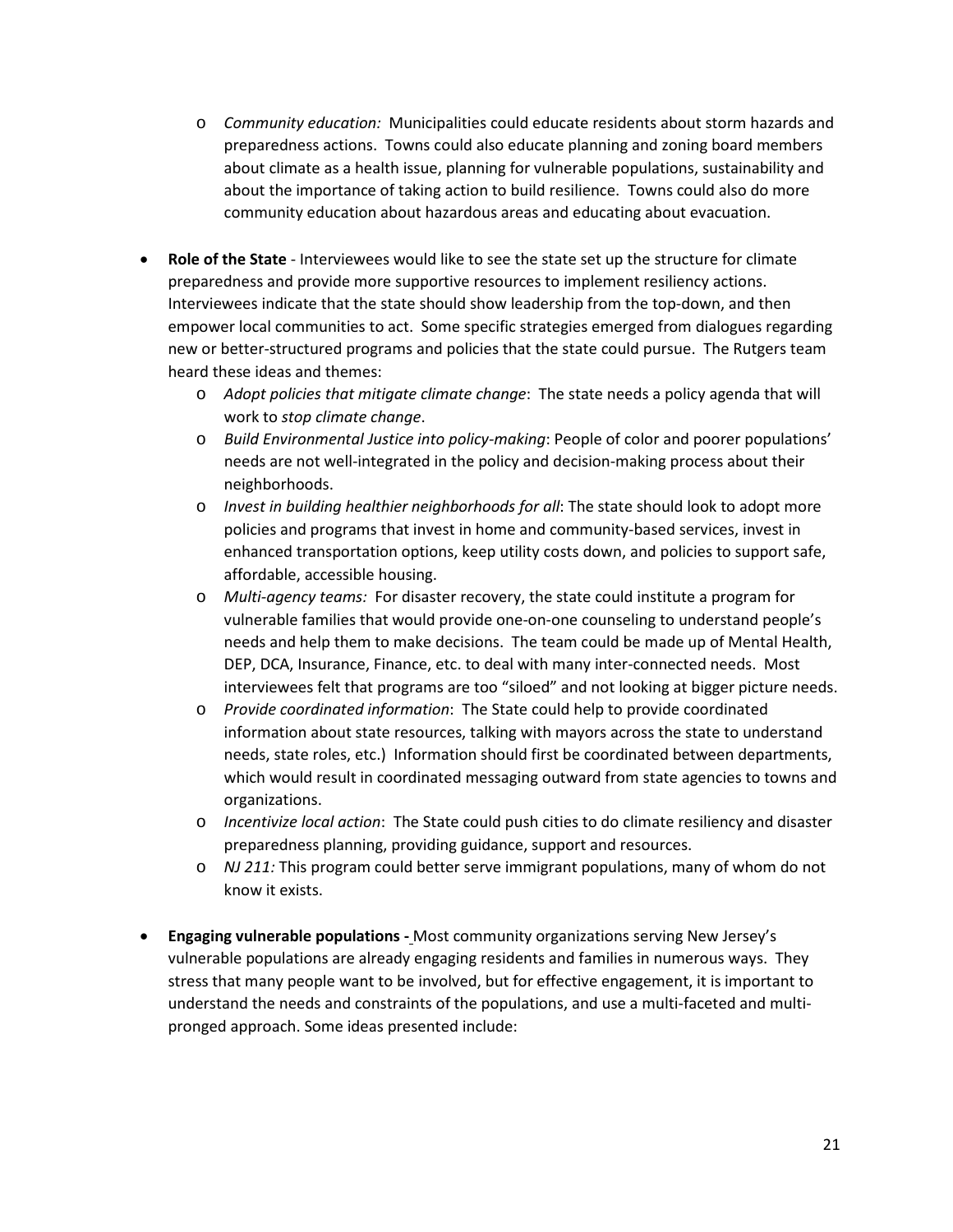- *Community education:* Municipalities could educate residents about storm hazards and preparedness actions. Towns could also educate planning and zoning board members about climate as a health issue, planning for vulnerable populations, sustainability and about the importance of taking action to build resilience. Towns could also do more community education about hazardous areas and educating about evacuation.

- **Role of the State** - Interviewees would like to see the state set up the structure for climate preparedness and provide more supportive resources to implement resiliency actions. Interviewees indicate that the state should show leadership from the top-down, and then empower local communities to act. Some specific strategies emerged from dialogues regarding new or better-structured programs and policies that the state could pursue. The Rutgers team heard these ideas and themes:
  - *Adopt policies that mitigate climate change*: The state needs a policy agenda that will work to *stop climate change*.
  - *Build Environmental Justice into policy-making*: People of color and poorer populations' needs are not well-integrated in the policy and decision-making process about their neighborhoods.
  - *Invest in building healthier neighborhoods for all*: The state should look to adopt more policies and programs that invest in home and community-based services, invest in enhanced transportation options, keep utility costs down, and policies to support safe, affordable, accessible housing.
  - *Multi-agency teams:* For disaster recovery, the state could institute a program for vulnerable families that would provide one-on-one counseling to understand people's needs and help them to make decisions. The team could be made up of Mental Health, DEP, DCA, Insurance, Finance, etc. to deal with many inter-connected needs. Most interviewees felt that programs are too "siloed" and not looking at bigger picture needs.
  - *Provide coordinated information*: The State could help to provide coordinated information about state resources, talking with mayors across the state to understand needs, state roles, etc.) Information should first be coordinated between departments, which would result in coordinated messaging outward from state agencies to towns and organizations.
  - *Incentivize local action*: The State could push cities to do climate resiliency and disaster preparedness planning, providing guidance, support and resources.
  - *NJ 211:* This program could better serve immigrant populations, many of whom do not know it exists.

- **Engaging vulnerable populations -** Most community organizations serving New Jersey's vulnerable populations are already engaging residents and families in numerous ways. They stress that many people want to be involved, but for effective engagement, it is important to understand the needs and constraints of the populations, and use a multi-faceted and multi-pronged approach. Some ideas presented include: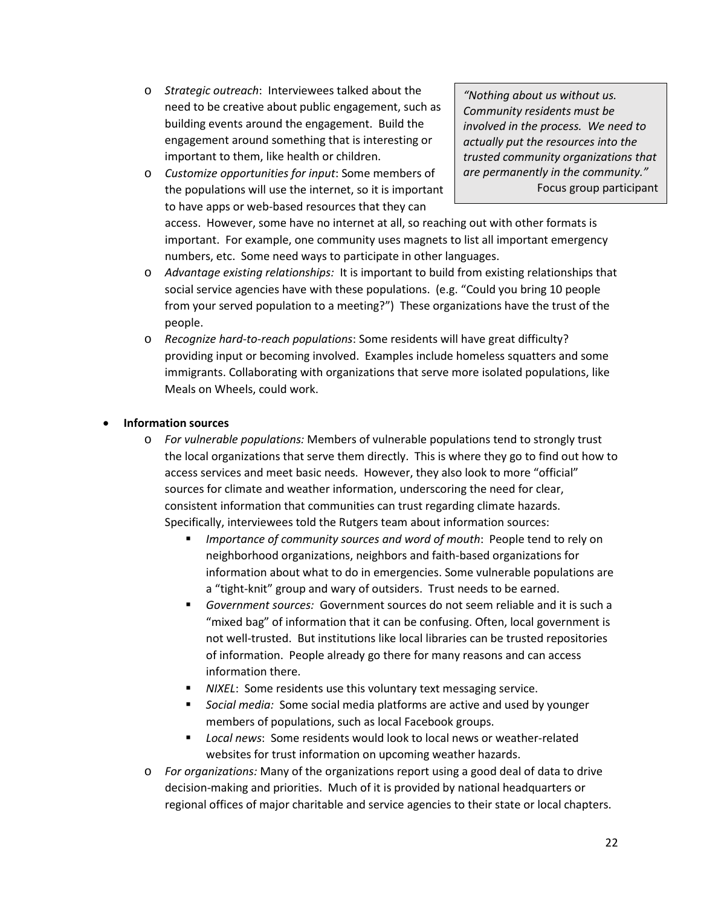- *Strategic outreach*: Interviewees talked about the need to be creative about public engagement, such as building events around the engagement. Build the engagement around something that is interesting or important to them, like health or children.
- *Customize opportunities for input*: Some members of the populations will use the internet, so it is important to have apps or web-based resources that they can access. However, some have no internet at all, so reaching out with other formats is important. For example, one community uses magnets to list all important emergency numbers, etc. Some need ways to participate in other languages.

> *"Nothing about us without us. Community residents must be involved in the process. We need to actually put the resources into the trusted community organizations that are permanently in the community."*
> Focus group participant

- *Advantage existing relationships:* It is important to build from existing relationships that social service agencies have with these populations. (e.g. "Could you bring 10 people from your served population to a meeting?") These organizations have the trust of the people.
- *Recognize hard-to-reach populations*: Some residents will have great difficulty? providing input or becoming involved. Examples include homeless squatters and some immigrants. Collaborating with organizations that serve more isolated populations, like Meals on Wheels, could work.

- **Information sources**
  - *For vulnerable populations:* Members of vulnerable populations tend to strongly trust the local organizations that serve them directly. This is where they go to find out how to access services and meet basic needs. However, they also look to more "official" sources for climate and weather information, underscoring the need for clear, consistent information that communities can trust regarding climate hazards. Specifically, interviewees told the Rutgers team about information sources:
    - *Importance of community sources and word of mouth*: People tend to rely on neighborhood organizations, neighbors and faith-based organizations for information about what to do in emergencies. Some vulnerable populations are a "tight-knit" group and wary of outsiders. Trust needs to be earned.
    - *Government sources:* Government sources do not seem reliable and it is such a "mixed bag" of information that it can be confusing. Often, local government is not well-trusted. But institutions like local libraries can be trusted repositories of information. People already go there for many reasons and can access information there.
    - *NIXEL*: Some residents use this voluntary text messaging service.
    - *Social media:* Some social media platforms are active and used by younger members of populations, such as local Facebook groups.
    - *Local news*: Some residents would look to local news or weather-related websites for trust information on upcoming weather hazards.
  - *For organizations:* Many of the organizations report using a good deal of data to drive decision-making and priorities. Much of it is provided by national headquarters or regional offices of major charitable and service agencies to their state or local chapters.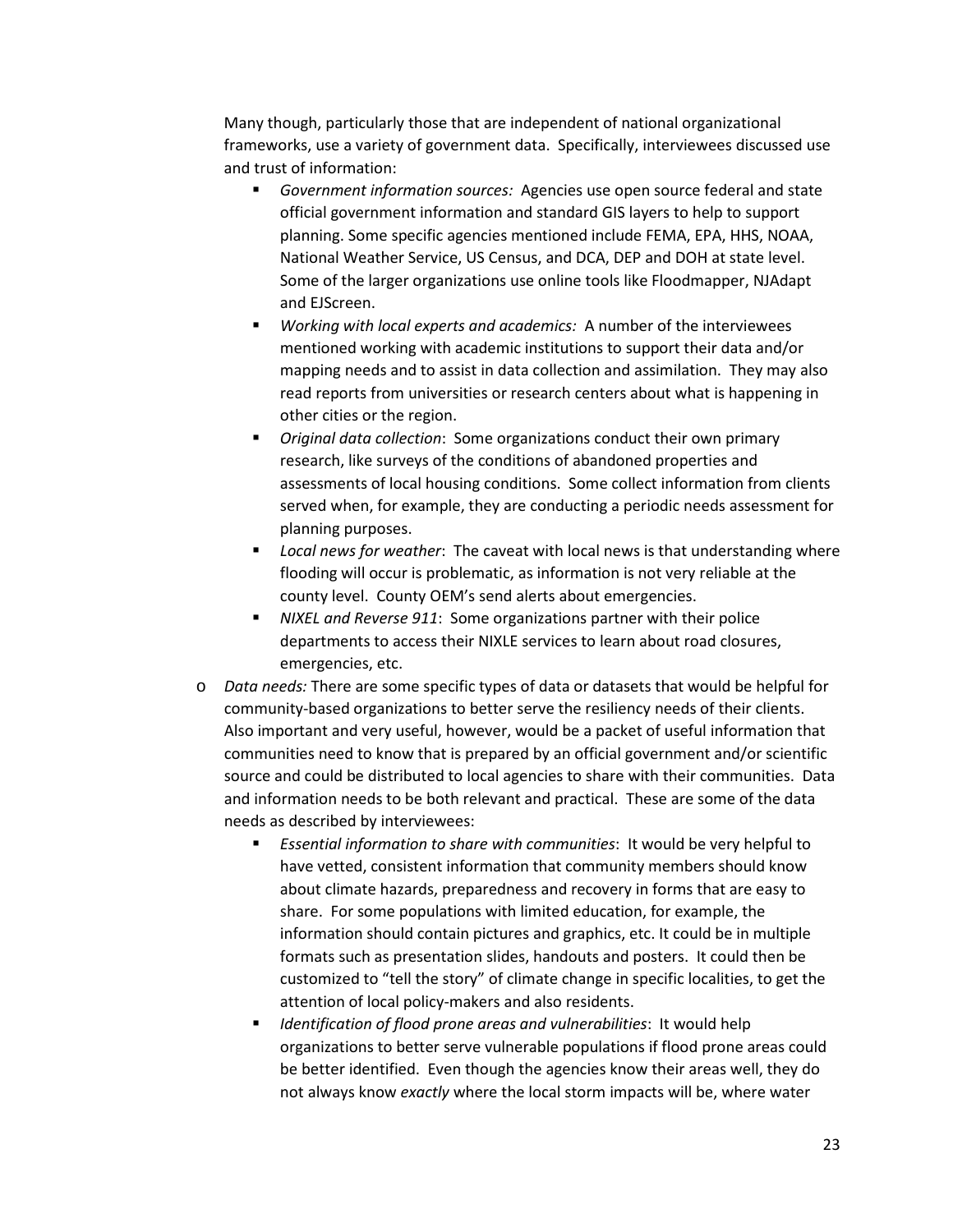Many though, particularly those that are independent of national organizational frameworks, use a variety of government data. Specifically, interviewees discussed use and trust of information:

- *Government information sources:* Agencies use open source federal and state official government information and standard GIS layers to help to support planning. Some specific agencies mentioned include FEMA, EPA, HHS, NOAA, National Weather Service, US Census, and DCA, DEP and DOH at state level. Some of the larger organizations use online tools like Floodmapper, NJAdapt and EJScreen.
- *Working with local experts and academics:* A number of the interviewees mentioned working with academic institutions to support their data and/or mapping needs and to assist in data collection and assimilation. They may also read reports from universities or research centers about what is happening in other cities or the region.
- *Original data collection*: Some organizations conduct their own primary research, like surveys of the conditions of abandoned properties and assessments of local housing conditions. Some collect information from clients served when, for example, they are conducting a periodic needs assessment for planning purposes.
- *Local news for weather*: The caveat with local news is that understanding where flooding will occur is problematic, as information is not very reliable at the county level. County OEM's send alerts about emergencies.
- *NIXEL and Reverse 911*: Some organizations partner with their police departments to access their NIXLE services to learn about road closures, emergencies, etc.

- *Data needs:* There are some specific types of data or datasets that would be helpful for community-based organizations to better serve the resiliency needs of their clients. Also important and very useful, however, would be a packet of useful information that communities need to know that is prepared by an official government and/or scientific source and could be distributed to local agencies to share with their communities. Data and information needs to be both relevant and practical. These are some of the data needs as described by interviewees:
  - *Essential information to share with communities*: It would be very helpful to have vetted, consistent information that community members should know about climate hazards, preparedness and recovery in forms that are easy to share. For some populations with limited education, for example, the information should contain pictures and graphics, etc. It could be in multiple formats such as presentation slides, handouts and posters. It could then be customized to "tell the story" of climate change in specific localities, to get the attention of local policy-makers and also residents.
  - *Identification of flood prone areas and vulnerabilities*: It would help organizations to better serve vulnerable populations if flood prone areas could be better identified. Even though the agencies know their areas well, they do not always know *exactly* where the local storm impacts will be, where water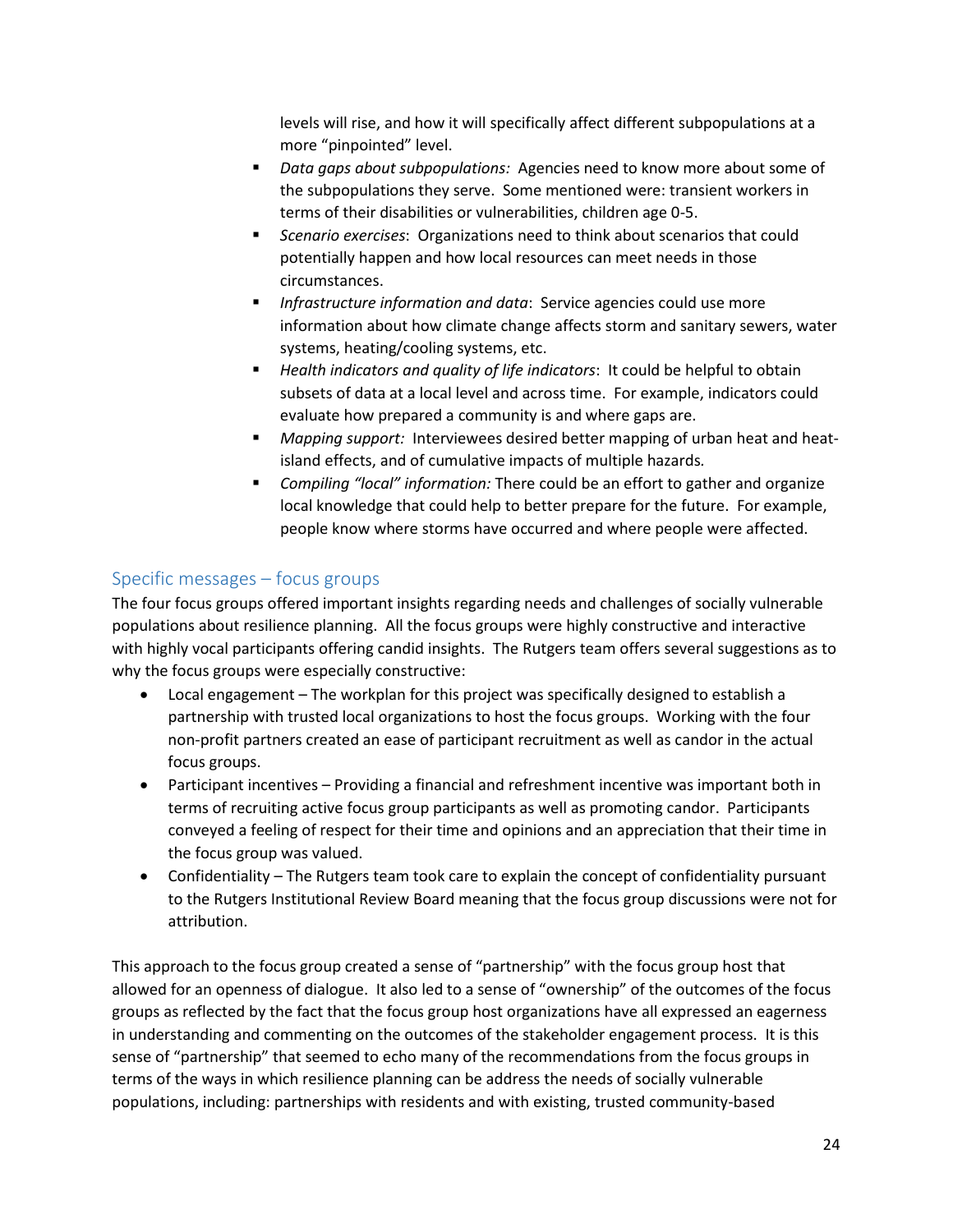levels will rise, and how it will specifically affect different subpopulations at a more "pinpointed" level.

- *Data gaps about subpopulations:* Agencies need to know more about some of the subpopulations they serve. Some mentioned were: transient workers in terms of their disabilities or vulnerabilities, children age 0-5.
- *Scenario exercises*: Organizations need to think about scenarios that could potentially happen and how local resources can meet needs in those circumstances.
- *Infrastructure information and data*: Service agencies could use more information about how climate change affects storm and sanitary sewers, water systems, heating/cooling systems, etc.
- *Health indicators and quality of life indicators*: It could be helpful to obtain subsets of data at a local level and across time. For example, indicators could evaluate how prepared a community is and where gaps are.
- *Mapping support:* Interviewees desired better mapping of urban heat and heat-island effects, and of cumulative impacts of multiple hazards.
- *Compiling "local" information:* There could be an effort to gather and organize local knowledge that could help to better prepare for the future. For example, people know where storms have occurred and where people were affected.

## Specific messages – focus groups

The four focus groups offered important insights regarding needs and challenges of socially vulnerable populations about resilience planning. All the focus groups were highly constructive and interactive with highly vocal participants offering candid insights. The Rutgers team offers several suggestions as to why the focus groups were especially constructive:

- Local engagement – The workplan for this project was specifically designed to establish a partnership with trusted local organizations to host the focus groups. Working with the four non-profit partners created an ease of participant recruitment as well as candor in the actual focus groups.
- Participant incentives – Providing a financial and refreshment incentive was important both in terms of recruiting active focus group participants as well as promoting candor. Participants conveyed a feeling of respect for their time and opinions and an appreciation that their time in the focus group was valued.
- Confidentiality – The Rutgers team took care to explain the concept of confidentiality pursuant to the Rutgers Institutional Review Board meaning that the focus group discussions were not for attribution.

This approach to the focus group created a sense of "partnership" with the focus group host that allowed for an openness of dialogue. It also led to a sense of "ownership" of the outcomes of the focus groups as reflected by the fact that the focus group host organizations have all expressed an eagerness in understanding and commenting on the outcomes of the stakeholder engagement process. It is this sense of "partnership" that seemed to echo many of the recommendations from the focus groups in terms of the ways in which resilience planning can be address the needs of socially vulnerable populations, including: partnerships with residents and with existing, trusted community-based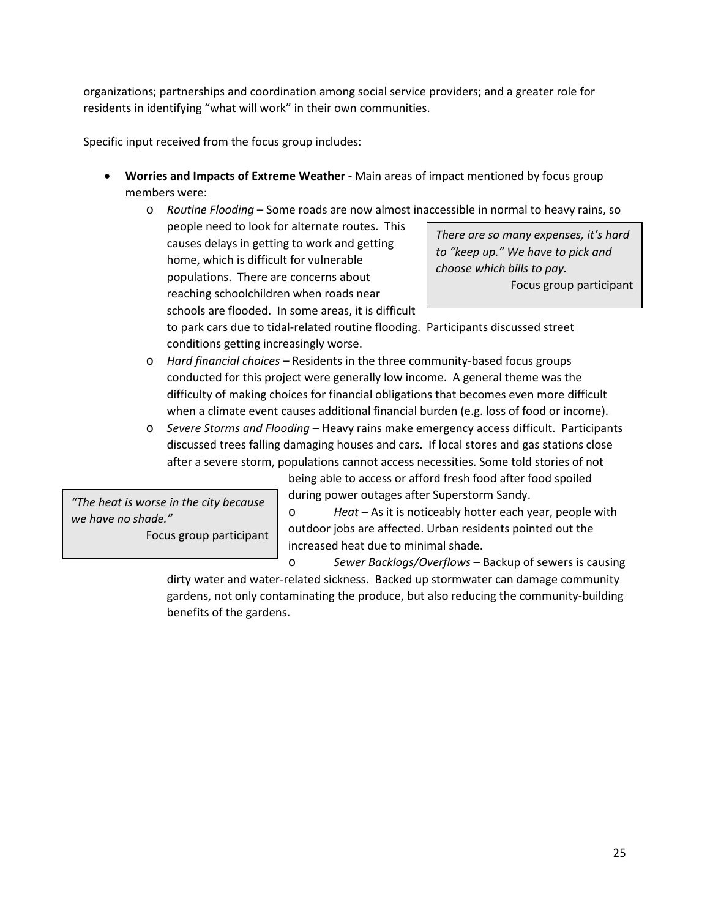organizations; partnerships and coordination among social service providers; and a greater role for residents in identifying "what will work" in their own communities.

Specific input received from the focus group includes:

- **Worries and Impacts of Extreme Weather -** Main areas of impact mentioned by focus group members were:
  - *Routine Flooding* – Some roads are now almost inaccessible in normal to heavy rains, so people need to look for alternate routes. This causes delays in getting to work and getting home, which is difficult for vulnerable populations. There are concerns about reaching schoolchildren when roads near schools are flooded. In some areas, it is difficult to park cars due to tidal-related routine flooding. Participants discussed street conditions getting increasingly worse.

> *There are so many expenses, it's hard to "keep up." We have to pick and choose which bills to pay.*
> Focus group participant

  - *Hard financial choices* – Residents in the three community-based focus groups conducted for this project were generally low income. A general theme was the difficulty of making choices for financial obligations that becomes even more difficult when a climate event causes additional financial burden (e.g. loss of food or income).
  - *Severe Storms and Flooding* – Heavy rains make emergency access difficult. Participants discussed trees falling damaging houses and cars. If local stores and gas stations close after a severe storm, populations cannot access necessities. Some told stories of not being able to access or afford fresh food after food spoiled during power outages after Superstorm Sandy.
  - *Heat* – As it is noticeably hotter each year, people with outdoor jobs are affected. Urban residents pointed out the increased heat due to minimal shade.

> *"The heat is worse in the city because we have no shade."*
> Focus group participant

  - *Sewer Backlogs/Overflows* – Backup of sewers is causing dirty water and water-related sickness. Backed up stormwater can damage community gardens, not only contaminating the produce, but also reducing the community-building benefits of the gardens.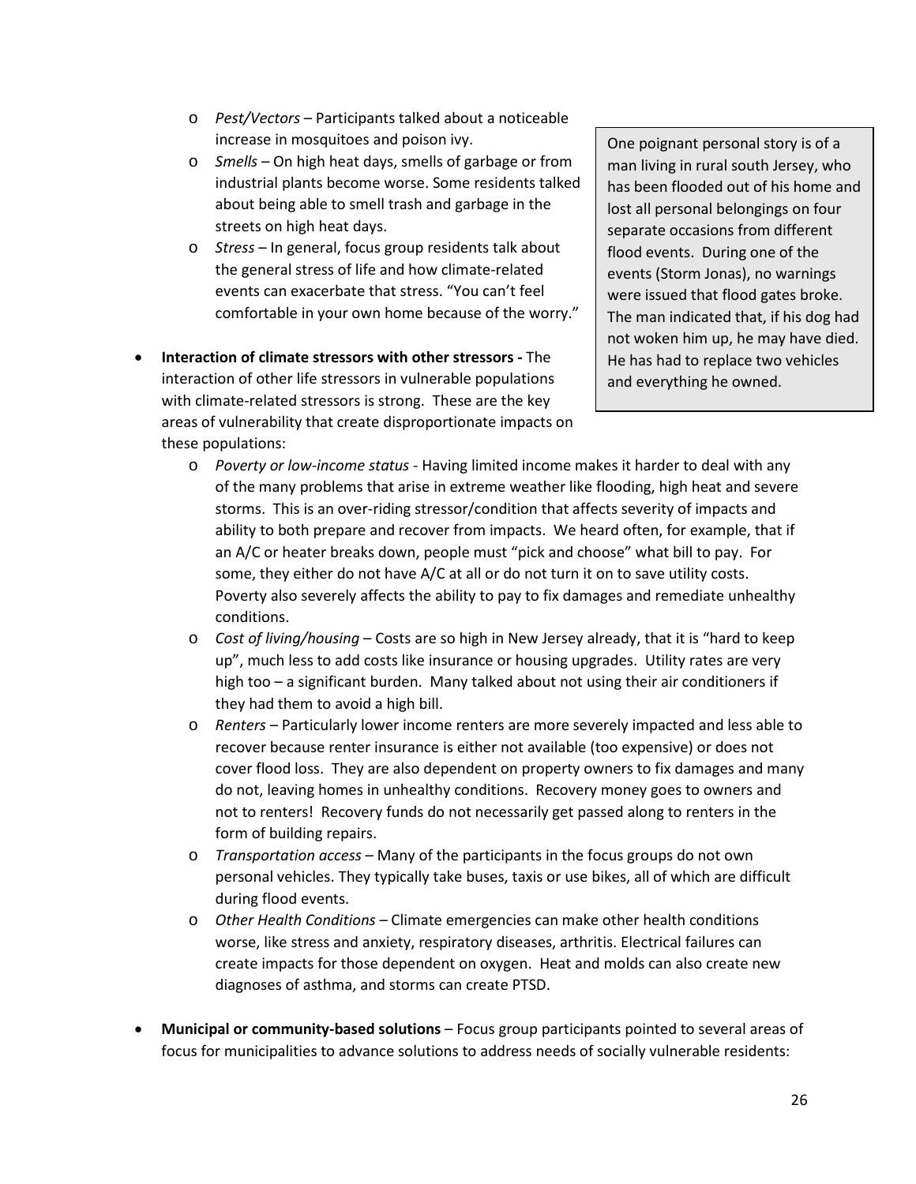- *Pest/Vectors* – Participants talked about a noticeable increase in mosquitoes and poison ivy.
- *Smells* – On high heat days, smells of garbage or from industrial plants become worse. Some residents talked about being able to smell trash and garbage in the streets on high heat days.
- *Stress* – In general, focus group residents talk about the general stress of life and how climate-related events can exacerbate that stress. "You can't feel comfortable in your own home because of the worry."

> One poignant personal story is of a man living in rural south Jersey, who has been flooded out of his home and lost all personal belongings on four separate occasions from different flood events. During one of the events (Storm Jonas), no warnings were issued that flood gates broke. The man indicated that, if his dog had not woken him up, he may have died. He has had to replace two vehicles and everything he owned.

- **Interaction of climate stressors with other stressors -** The interaction of other life stressors in vulnerable populations with climate-related stressors is strong. These are the key areas of vulnerability that create disproportionate impacts on these populations:
  - *Poverty or low-income status* - Having limited income makes it harder to deal with any of the many problems that arise in extreme weather like flooding, high heat and severe storms. This is an over-riding stressor/condition that affects severity of impacts and ability to both prepare and recover from impacts. We heard often, for example, that if an A/C or heater breaks down, people must "pick and choose" what bill to pay. For some, they either do not have A/C at all or do not turn it on to save utility costs. Poverty also severely affects the ability to pay to fix damages and remediate unhealthy conditions.
  - *Cost of living/housing* – Costs are so high in New Jersey already, that it is "hard to keep up", much less to add costs like insurance or housing upgrades. Utility rates are very high too – a significant burden. Many talked about not using their air conditioners if they had them to avoid a high bill.
  - *Renters* – Particularly lower income renters are more severely impacted and less able to recover because renter insurance is either not available (too expensive) or does not cover flood loss. They are also dependent on property owners to fix damages and many do not, leaving homes in unhealthy conditions. Recovery money goes to owners and not to renters! Recovery funds do not necessarily get passed along to renters in the form of building repairs.
  - *Transportation access* – Many of the participants in the focus groups do not own personal vehicles. They typically take buses, taxis or use bikes, all of which are difficult during flood events.
  - *Other Health Conditions* – Climate emergencies can make other health conditions worse, like stress and anxiety, respiratory diseases, arthritis. Electrical failures can create impacts for those dependent on oxygen. Heat and molds can also create new diagnoses of asthma, and storms can create PTSD.

- **Municipal or community-based solutions** – Focus group participants pointed to several areas of focus for municipalities to advance solutions to address needs of socially vulnerable residents: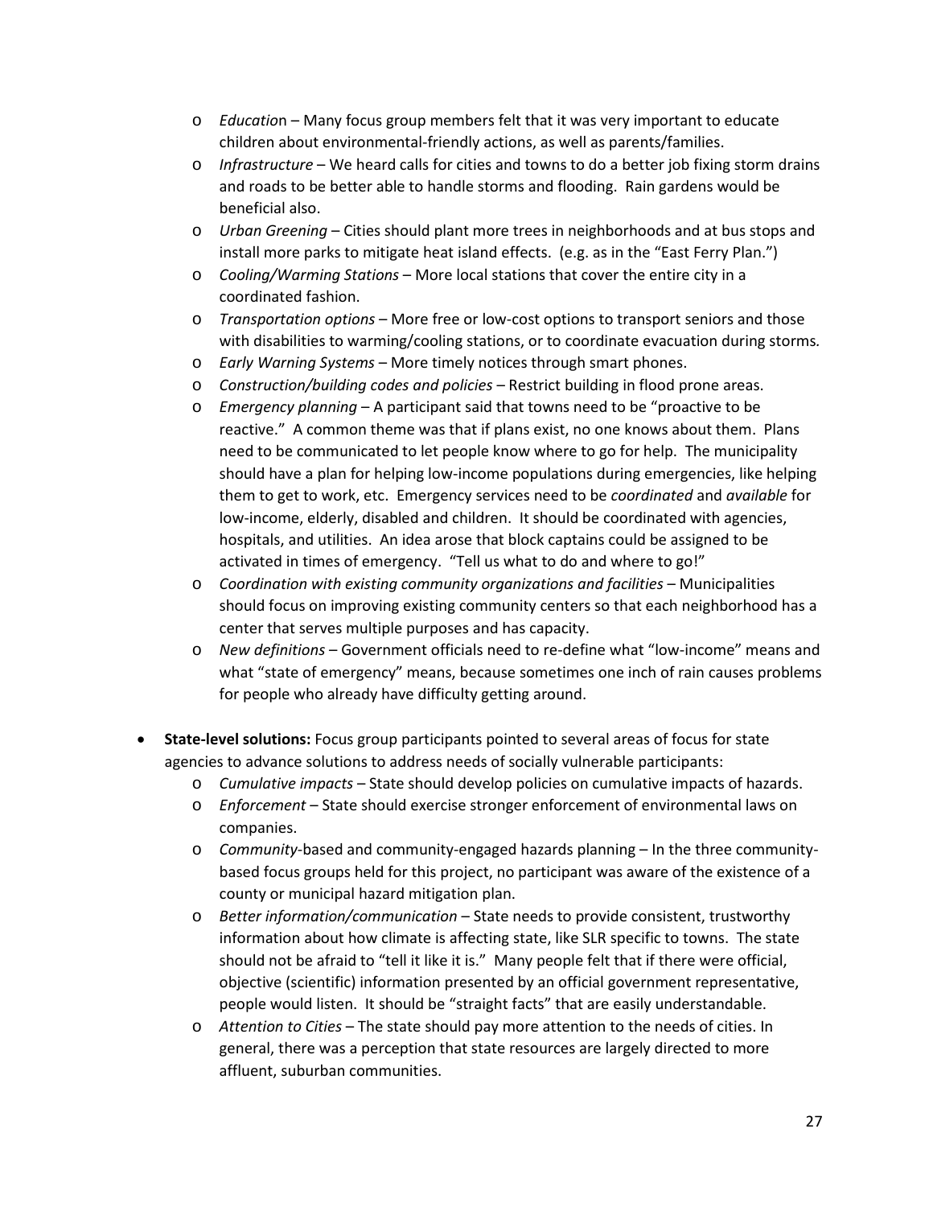- *Education* – Many focus group members felt that it was very important to educate children about environmental-friendly actions, as well as parents/families.
  - *Infrastructure* – We heard calls for cities and towns to do a better job fixing storm drains and roads to be better able to handle storms and flooding. Rain gardens would be beneficial also.
  - *Urban Greening* – Cities should plant more trees in neighborhoods and at bus stops and install more parks to mitigate heat island effects. (e.g. as in the "East Ferry Plan.")
  - *Cooling/Warming Stations* – More local stations that cover the entire city in a coordinated fashion.
  - *Transportation options* – More free or low-cost options to transport seniors and those with disabilities to warming/cooling stations, or to coordinate evacuation during storms.
  - *Early Warning Systems* – More timely notices through smart phones.
  - *Construction/building codes and policies* – Restrict building in flood prone areas.
  - *Emergency planning* – A participant said that towns need to be "proactive to be reactive." A common theme was that if plans exist, no one knows about them. Plans need to be communicated to let people know where to go for help. The municipality should have a plan for helping low-income populations during emergencies, like helping them to get to work, etc. Emergency services need to be *coordinated* and *available* for low-income, elderly, disabled and children. It should be coordinated with agencies, hospitals, and utilities. An idea arose that block captains could be assigned to be activated in times of emergency. "Tell us what to do and where to go!"
  - *Coordination with existing community organizations and facilities* – Municipalities should focus on improving existing community centers so that each neighborhood has a center that serves multiple purposes and has capacity.
  - *New definitions* – Government officials need to re-define what "low-income" means and what "state of emergency" means, because sometimes one inch of rain causes problems for people who already have difficulty getting around.

- **State-level solutions:** Focus group participants pointed to several areas of focus for state agencies to advance solutions to address needs of socially vulnerable participants:
  - *Cumulative impacts* – State should develop policies on cumulative impacts of hazards.
  - *Enforcement* – State should exercise stronger enforcement of environmental laws on companies.
  - *Community*-based and community-engaged hazards planning – In the three community-based focus groups held for this project, no participant was aware of the existence of a county or municipal hazard mitigation plan.
  - *Better information/communication* – State needs to provide consistent, trustworthy information about how climate is affecting state, like SLR specific to towns. The state should not be afraid to "tell it like it is." Many people felt that if there were official, objective (scientific) information presented by an official government representative, people would listen. It should be "straight facts" that are easily understandable.
  - *Attention to Cities* – The state should pay more attention to the needs of cities. In general, there was a perception that state resources are largely directed to more affluent, suburban communities.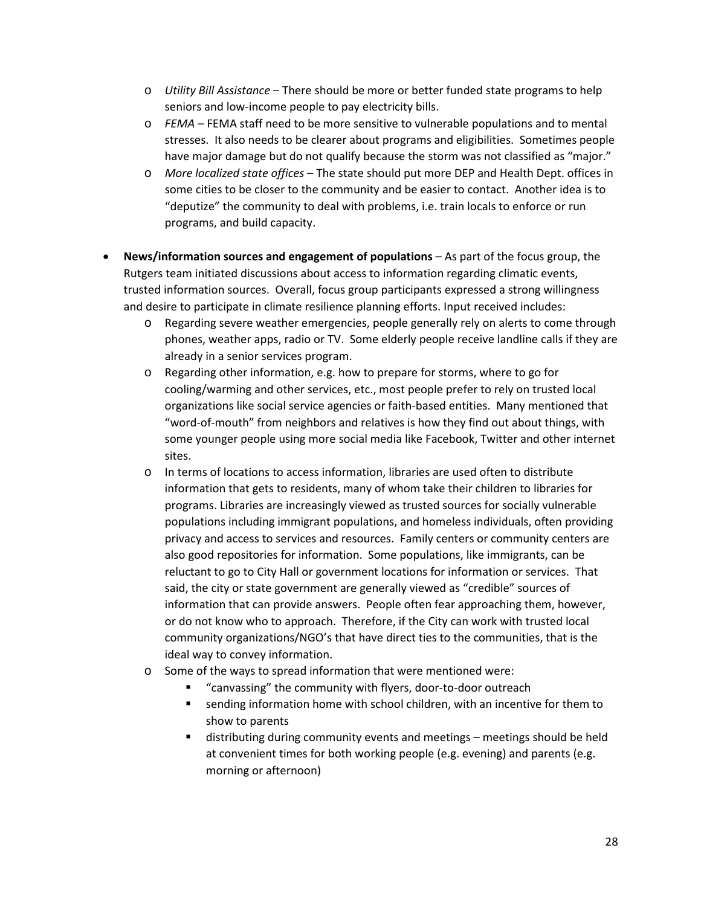- *Utility Bill Assistance* – There should be more or better funded state programs to help seniors and low-income people to pay electricity bills.
  - *FEMA* – FEMA staff need to be more sensitive to vulnerable populations and to mental stresses. It also needs to be clearer about programs and eligibilities. Sometimes people have major damage but do not qualify because the storm was not classified as "major."
  - *More localized state offices* – The state should put more DEP and Health Dept. offices in some cities to be closer to the community and be easier to contact. Another idea is to "deputize" the community to deal with problems, i.e. train locals to enforce or run programs, and build capacity.

- **News/information sources and engagement of populations** – As part of the focus group, the Rutgers team initiated discussions about access to information regarding climatic events, trusted information sources. Overall, focus group participants expressed a strong willingness and desire to participate in climate resilience planning efforts. Input received includes:
  - Regarding severe weather emergencies, people generally rely on alerts to come through phones, weather apps, radio or TV. Some elderly people receive landline calls if they are already in a senior services program.
  - Regarding other information, e.g. how to prepare for storms, where to go for cooling/warming and other services, etc., most people prefer to rely on trusted local organizations like social service agencies or faith-based entities. Many mentioned that "word-of-mouth" from neighbors and relatives is how they find out about things, with some younger people using more social media like Facebook, Twitter and other internet sites.
  - In terms of locations to access information, libraries are used often to distribute information that gets to residents, many of whom take their children to libraries for programs. Libraries are increasingly viewed as trusted sources for socially vulnerable populations including immigrant populations, and homeless individuals, often providing privacy and access to services and resources. Family centers or community centers are also good repositories for information. Some populations, like immigrants, can be reluctant to go to City Hall or government locations for information or services. That said, the city or state government are generally viewed as "credible" sources of information that can provide answers. People often fear approaching them, however, or do not know who to approach. Therefore, if the City can work with trusted local community organizations/NGO's that have direct ties to the communities, that is the ideal way to convey information.
  - Some of the ways to spread information that were mentioned were:
    - "canvassing" the community with flyers, door-to-door outreach
    - sending information home with school children, with an incentive for them to show to parents
    - distributing during community events and meetings – meetings should be held at convenient times for both working people (e.g. evening) and parents (e.g. morning or afternoon)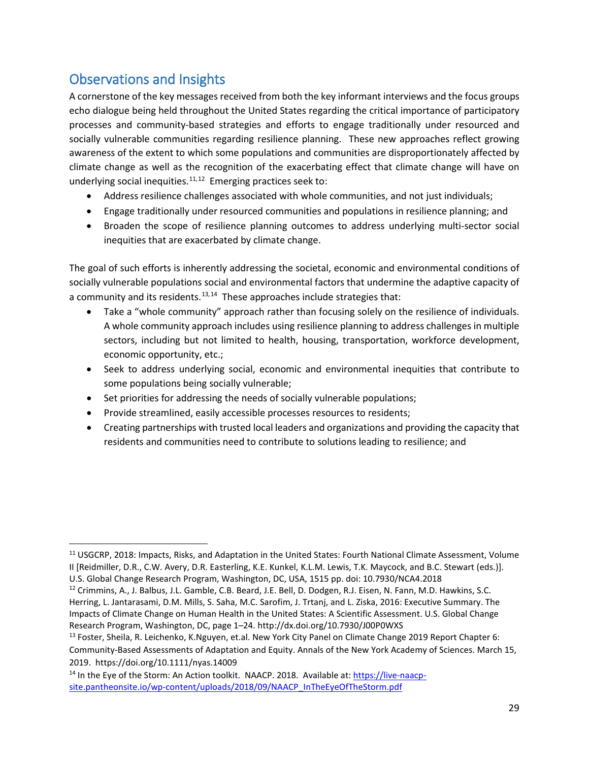## Observations and Insights

A cornerstone of the key messages received from both the key informant interviews and the focus groups echo dialogue being held throughout the United States regarding the critical importance of participatory processes and community-based strategies and efforts to engage traditionally under resourced and socially vulnerable communities regarding resilience planning. These new approaches reflect growing awareness of the extent to which some populations and communities are disproportionately affected by climate change as well as the recognition of the exacerbating effect that climate change will have on underlying social inequities.[11,12] Emerging practices seek to:

- Address resilience challenges associated with whole communities, and not just individuals;
- Engage traditionally under resourced communities and populations in resilience planning; and
- Broaden the scope of resilience planning outcomes to address underlying multi-sector social inequities that are exacerbated by climate change.

The goal of such efforts is inherently addressing the societal, economic and environmental conditions of socially vulnerable populations social and environmental factors that undermine the adaptive capacity of a community and its residents.[13,14] These approaches include strategies that:

- Take a "whole community" approach rather than focusing solely on the resilience of individuals. A whole community approach includes using resilience planning to address challenges in multiple sectors, including but not limited to health, housing, transportation, workforce development, economic opportunity, etc.;
- Seek to address underlying social, economic and environmental inequities that contribute to some populations being socially vulnerable;
- Set priorities for addressing the needs of socially vulnerable populations;
- Provide streamlined, easily accessible processes resources to residents;
- Creating partnerships with trusted local leaders and organizations and providing the capacity that residents and communities need to contribute to solutions leading to resilience; and

---

[11] USGCRP, 2018: Impacts, Risks, and Adaptation in the United States: Fourth National Climate Assessment, Volume II [Reidmiller, D.R., C.W. Avery, D.R. Easterling, K.E. Kunkel, K.L.M. Lewis, T.K. Maycock, and B.C. Stewart (eds.)]. U.S. Global Change Research Program, Washington, DC, USA, 1515 pp. doi: 10.7930/NCA4.2018

[12] Crimmins, A., J. Balbus, J.L. Gamble, C.B. Beard, J.E. Bell, D. Dodgen, R.J. Eisen, N. Fann, M.D. Hawkins, S.C. Herring, L. Jantarasami, D.M. Mills, S. Saha, M.C. Sarofim, J. Trtanj, and L. Ziska, 2016: Executive Summary. The Impacts of Climate Change on Human Health in the United States: A Scientific Assessment. U.S. Global Change Research Program, Washington, DC, page 1–24. http://dx.doi.org/10.7930/J00P0WXS

[13] Foster, Sheila, R. Leichenko, K.Nguyen, et.al. New York City Panel on Climate Change 2019 Report Chapter 6: Community-Based Assessments of Adaptation and Equity. Annals of the New York Academy of Sciences. March 15, 2019. https://doi.org/10.1111/nyas.14009

[14] In the Eye of the Storm: An Action toolkit. NAACP. 2018. Available at: https://live-naacp-site.pantheonsite.io/wp-content/uploads/2018/09/NAACP_InTheEyeOfTheStorm.pdf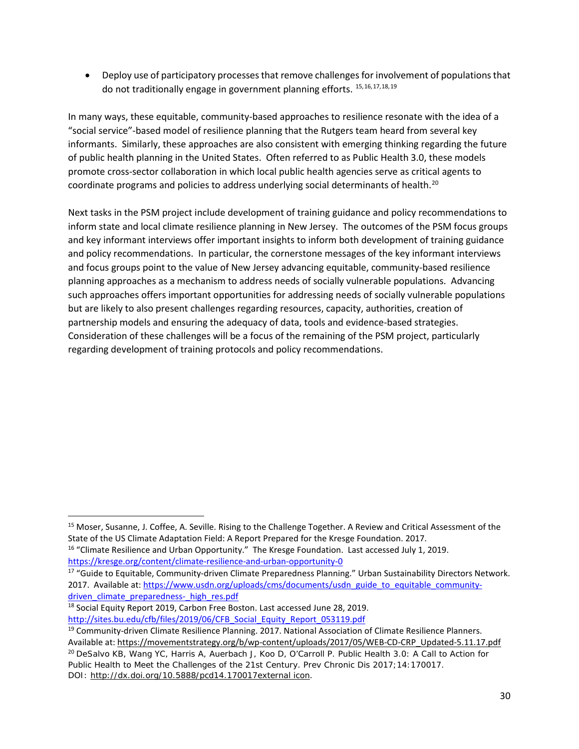- Deploy use of participatory processes that remove challenges for involvement of populations that do not traditionally engage in government planning efforts. [15,16,17,18,19]

In many ways, these equitable, community-based approaches to resilience resonate with the idea of a "social service"-based model of resilience planning that the Rutgers team heard from several key informants. Similarly, these approaches are also consistent with emerging thinking regarding the future of public health planning in the United States. Often referred to as Public Health 3.0, these models promote cross-sector collaboration in which local public health agencies serve as critical agents to coordinate programs and policies to address underlying social determinants of health.[20]

Next tasks in the PSM project include development of training guidance and policy recommendations to inform state and local climate resilience planning in New Jersey. The outcomes of the PSM focus groups and key informant interviews offer important insights to inform both development of training guidance and policy recommendations. In particular, the cornerstone messages of the key informant interviews and focus groups point to the value of New Jersey advancing equitable, community-based resilience planning approaches as a mechanism to address needs of socially vulnerable populations. Advancing such approaches offers important opportunities for addressing needs of socially vulnerable populations but are likely to also present challenges regarding resources, capacity, authorities, creation of partnership models and ensuring the adequacy of data, tools and evidence-based strategies. Consideration of these challenges will be a focus of the remaining of the PSM project, particularly regarding development of training protocols and policy recommendations.

---

[15] Moser, Susanne, J. Coffee, A. Seville. Rising to the Challenge Together. A Review and Critical Assessment of the State of the US Climate Adaptation Field: A Report Prepared for the Kresge Foundation. 2017.

[16] "Climate Resilience and Urban Opportunity." The Kresge Foundation. Last accessed July 1, 2019. https://kresge.org/content/climate-resilience-and-urban-opportunity-0

[17] "Guide to Equitable, Community-driven Climate Preparedness Planning." Urban Sustainability Directors Network. 2017. Available at: https://www.usdn.org/uploads/cms/documents/usdn_guide_to_equitable_community-driven_climate_preparedness-_high_res.pdf

[18] Social Equity Report 2019, Carbon Free Boston. Last accessed June 28, 2019. http://sites.bu.edu/cfb/files/2019/06/CFB_Social_Equity_Report_053119.pdf

[19] Community-driven Climate Resilience Planning. 2017. National Association of Climate Resilience Planners. Available at: https://movementstrategy.org/b/wp-content/uploads/2017/05/WEB-CD-CRP_Updated-5.11.17.pdf

[20] DeSalvo KB, Wang YC, Harris A, Auerbach J, Koo D, O'Carroll P. Public Health 3.0: A Call to Action for Public Health to Meet the Challenges of the 21st Century. Prev Chronic Dis 2017;14:170017. DOI: http://dx.doi.org/10.5888/pcd14.170017external icon.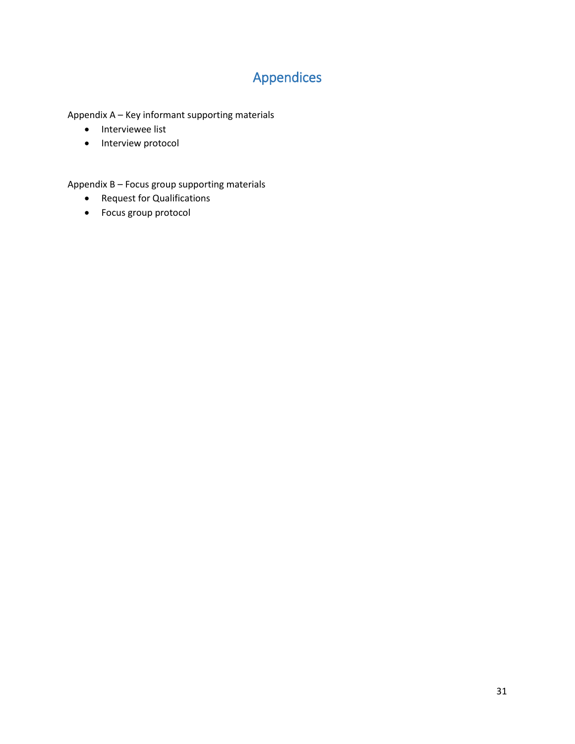# Appendices

Appendix A – Key informant supporting materials

- Interviewee list
- Interview protocol

Appendix B – Focus group supporting materials

- Request for Qualifications
- Focus group protocol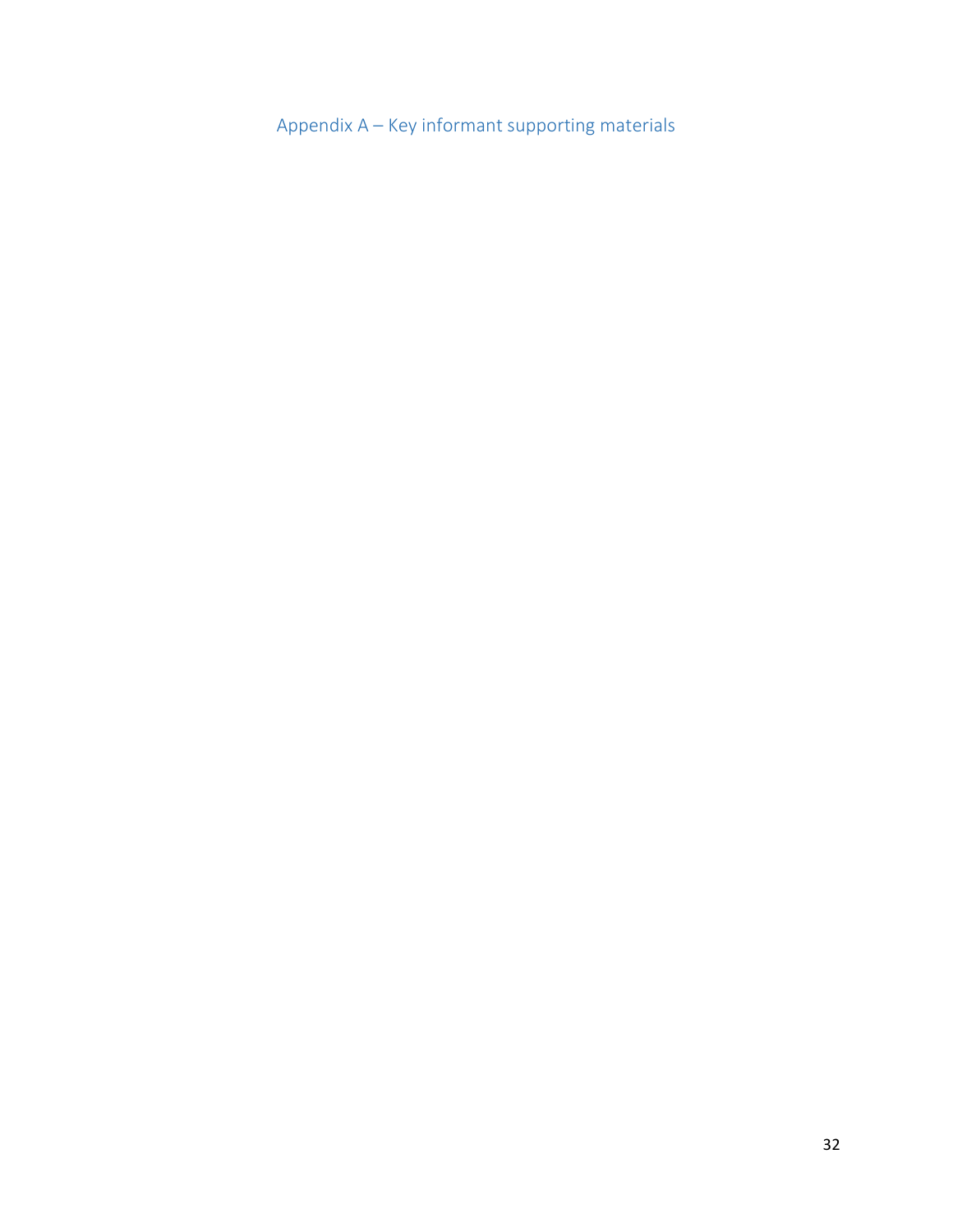# Appendix A – Key informant supporting materials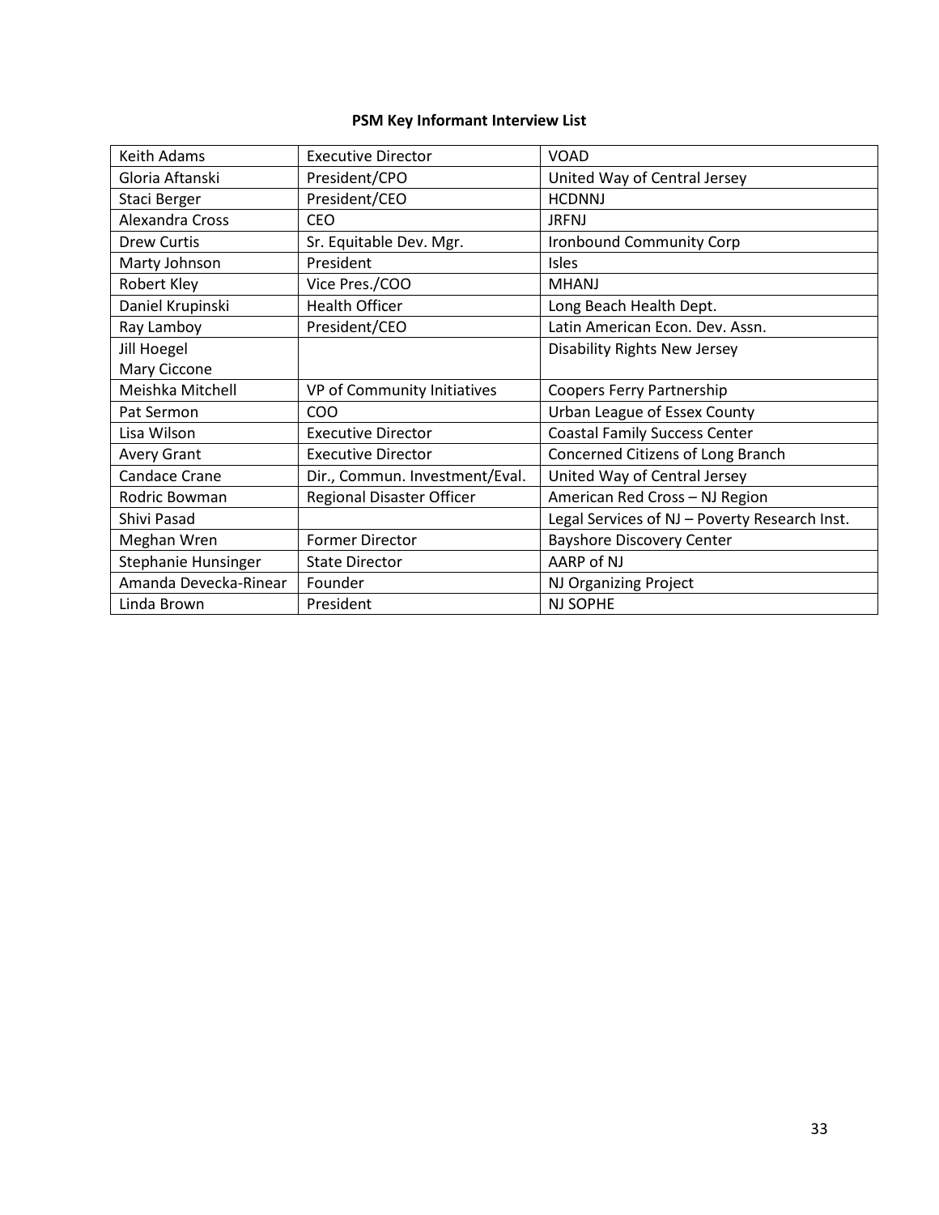**PSM Key Informant Interview List**

| | | |
|---|---|---|
| Keith Adams | Executive Director | VOAD |
| Gloria Aftanski | President/CPO | United Way of Central Jersey |
| Staci Berger | President/CEO | HCDNNJ |
| Alexandra Cross | CEO | JRFNJ |
| Drew Curtis | Sr. Equitable Dev. Mgr. | Ironbound Community Corp |
| Marty Johnson | President | Isles |
| Robert Kley | Vice Pres./COO | MHANJ |
| Daniel Krupinski | Health Officer | Long Beach Health Dept. |
| Ray Lamboy | President/CEO | Latin American Econ. Dev. Assn. |
| Jill Hoegel<br>Mary Ciccone | | Disability Rights New Jersey |
| Meishka Mitchell | VP of Community Initiatives | Coopers Ferry Partnership |
| Pat Sermon | COO | Urban League of Essex County |
| Lisa Wilson | Executive Director | Coastal Family Success Center |
| Avery Grant | Executive Director | Concerned Citizens of Long Branch |
| Candace Crane | Dir., Commun. Investment/Eval. | United Way of Central Jersey |
| Rodric Bowman | Regional Disaster Officer | American Red Cross – NJ Region |
| Shivi Pasad | | Legal Services of NJ – Poverty Research Inst. |
| Meghan Wren | Former Director | Bayshore Discovery Center |
| Stephanie Hunsinger | State Director | AARP of NJ |
| Amanda Devecka-Rinear | Founder | NJ Organizing Project |
| Linda Brown | President | NJ SOPHE |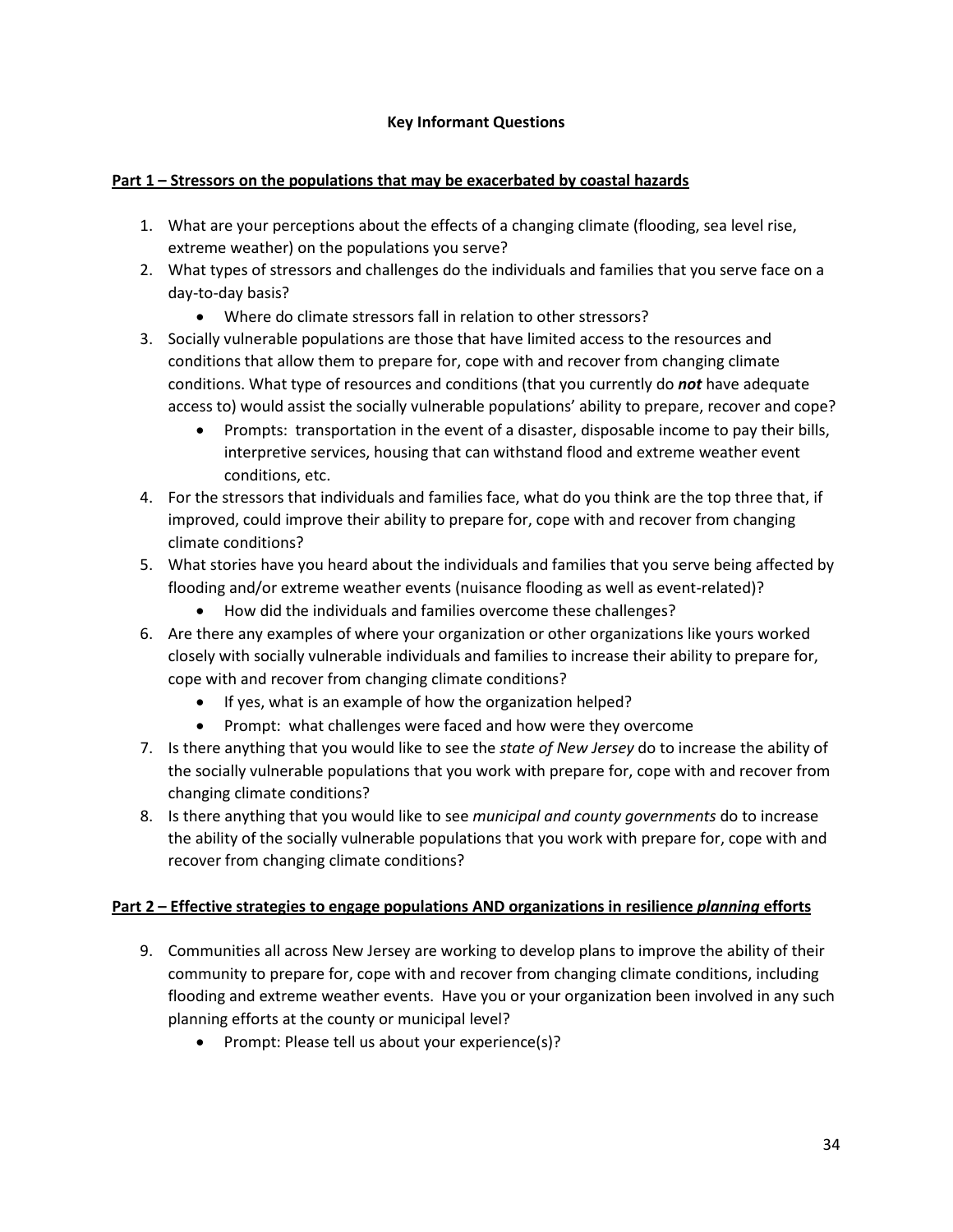## Key Informant Questions

### <u>Part 1 – Stressors on the populations that may be exacerbated by coastal hazards</u>

1. What are your perceptions about the effects of a changing climate (flooding, sea level rise, extreme weather) on the populations you serve?
2. What types of stressors and challenges do the individuals and families that you serve face on a day-to-day basis?
   - Where do climate stressors fall in relation to other stressors?
3. Socially vulnerable populations are those that have limited access to the resources and conditions that allow them to prepare for, cope with and recover from changing climate conditions. What type of resources and conditions (that you currently do ***not*** have adequate access to) would assist the socially vulnerable populations' ability to prepare, recover and cope?
   - Prompts: transportation in the event of a disaster, disposable income to pay their bills, interpretive services, housing that can withstand flood and extreme weather event conditions, etc.
4. For the stressors that individuals and families face, what do you think are the top three that, if improved, could improve their ability to prepare for, cope with and recover from changing climate conditions?
5. What stories have you heard about the individuals and families that you serve being affected by flooding and/or extreme weather events (nuisance flooding as well as event-related)?
   - How did the individuals and families overcome these challenges?
6. Are there any examples of where your organization or other organizations like yours worked closely with socially vulnerable individuals and families to increase their ability to prepare for, cope with and recover from changing climate conditions?
   - If yes, what is an example of how the organization helped?
   - Prompt: what challenges were faced and how were they overcome
7. Is there anything that you would like to see the *state of New Jersey* do to increase the ability of the socially vulnerable populations that you work with prepare for, cope with and recover from changing climate conditions?
8. Is there anything that you would like to see *municipal and county governments* do to increase the ability of the socially vulnerable populations that you work with prepare for, cope with and recover from changing climate conditions?

### <u>Part 2 – Effective strategies to engage populations AND organizations in resilience *planning* efforts</u>

9. Communities all across New Jersey are working to develop plans to improve the ability of their community to prepare for, cope with and recover from changing climate conditions, including flooding and extreme weather events. Have you or your organization been involved in any such planning efforts at the county or municipal level?
   - Prompt: Please tell us about your experience(s)?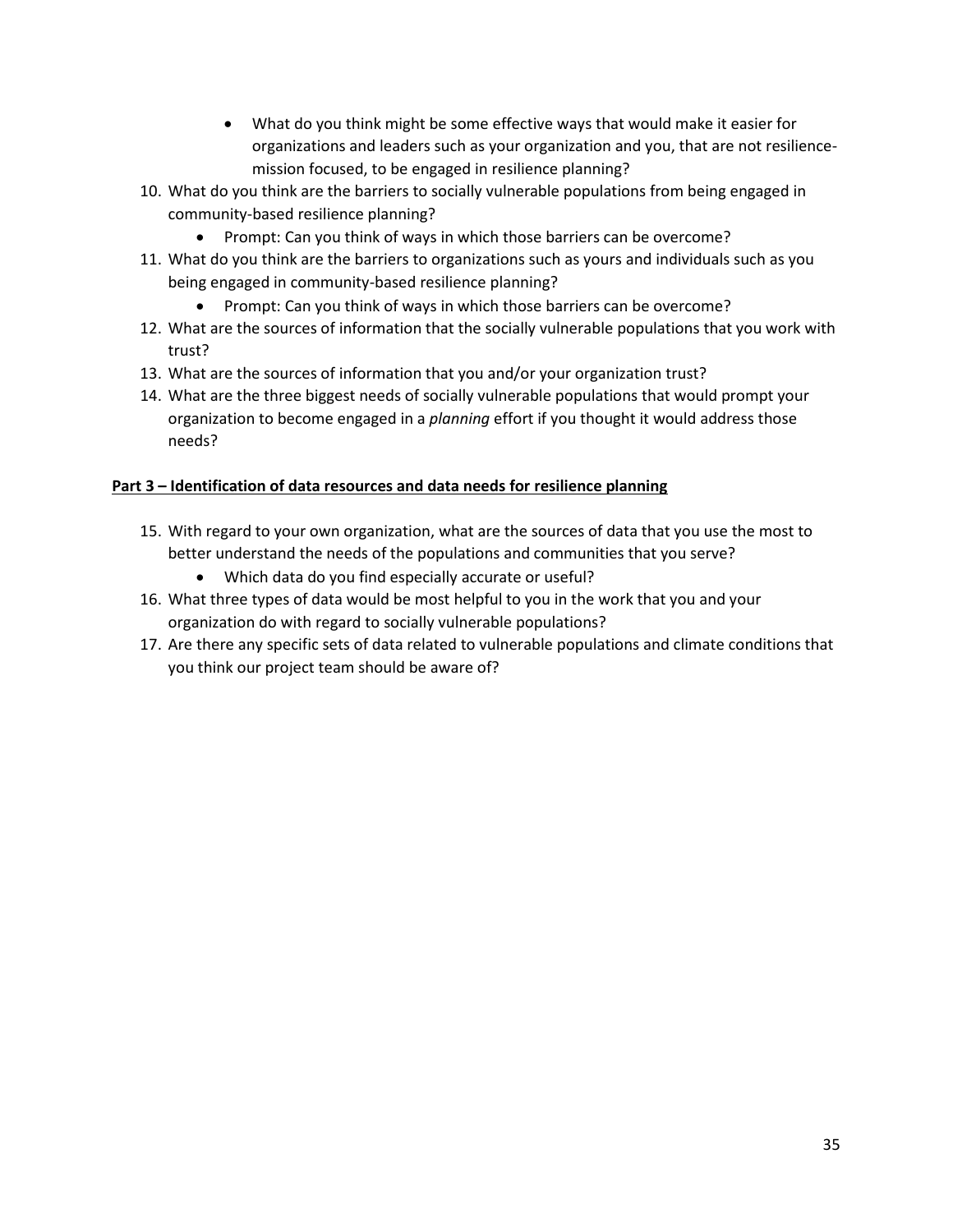- What do you think might be some effective ways that would make it easier for organizations and leaders such as your organization and you, that are not resilience-mission focused, to be engaged in resilience planning?

10. What do you think are the barriers to socially vulnerable populations from being engaged in community-based resilience planning?
    - Prompt: Can you think of ways in which those barriers can be overcome?
11. What do you think are the barriers to organizations such as yours and individuals such as you being engaged in community-based resilience planning?
    - Prompt: Can you think of ways in which those barriers can be overcome?
12. What are the sources of information that the socially vulnerable populations that you work with trust?
13. What are the sources of information that you and/or your organization trust?
14. What are the three biggest needs of socially vulnerable populations that would prompt your organization to become engaged in a *planning* effort if you thought it would address those needs?

**Part 3 – Identification of data resources and data needs for resilience planning**

15. With regard to your own organization, what are the sources of data that you use the most to better understand the needs of the populations and communities that you serve?
    - Which data do you find especially accurate or useful?
16. What three types of data would be most helpful to you in the work that you and your organization do with regard to socially vulnerable populations?
17. Are there any specific sets of data related to vulnerable populations and climate conditions that you think our project team should be aware of?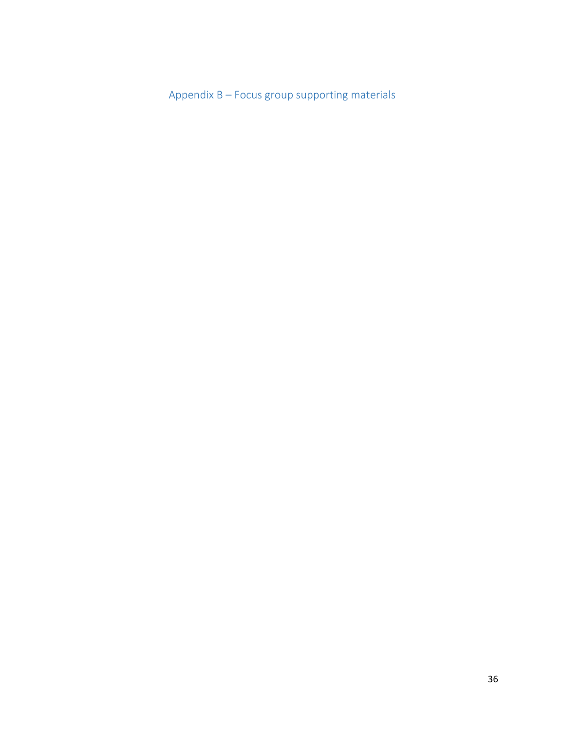# Appendix B – Focus group supporting materials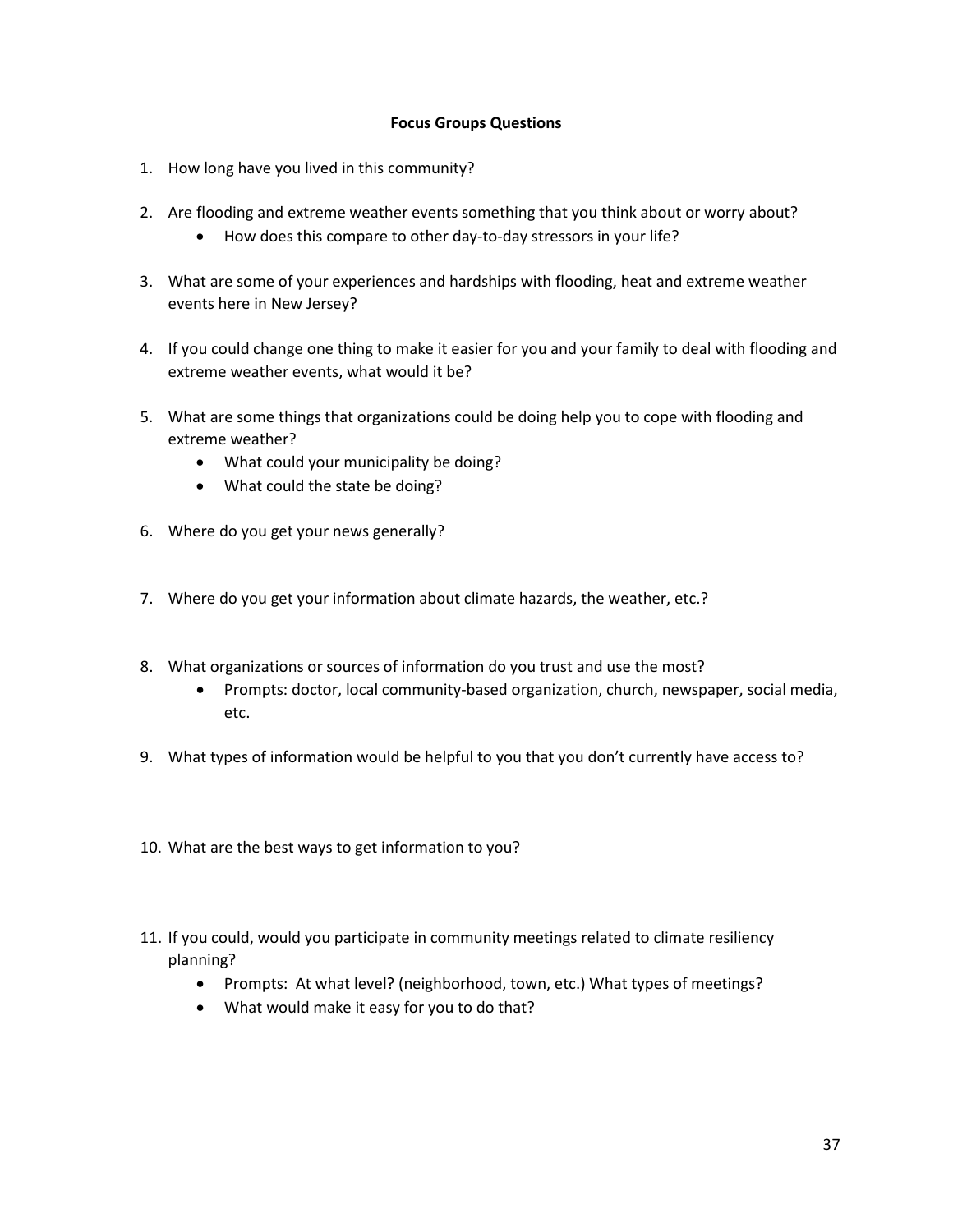**Focus Groups Questions**

1. How long have you lived in this community?

2. Are flooding and extreme weather events something that you think about or worry about?
    - How does this compare to other day-to-day stressors in your life?

3. What are some of your experiences and hardships with flooding, heat and extreme weather events here in New Jersey?

4. If you could change one thing to make it easier for you and your family to deal with flooding and extreme weather events, what would it be?

5. What are some things that organizations could be doing help you to cope with flooding and extreme weather?
    - What could your municipality be doing?
    - What could the state be doing?

6. Where do you get your news generally?

7. Where do you get your information about climate hazards, the weather, etc.?

8. What organizations or sources of information do you trust and use the most?
    - Prompts: doctor, local community-based organization, church, newspaper, social media, etc.

9. What types of information would be helpful to you that you don't currently have access to?

10. What are the best ways to get information to you?

11. If you could, would you participate in community meetings related to climate resiliency planning?
    - Prompts: At what level? (neighborhood, town, etc.) What types of meetings?
    - What would make it easy for you to do that?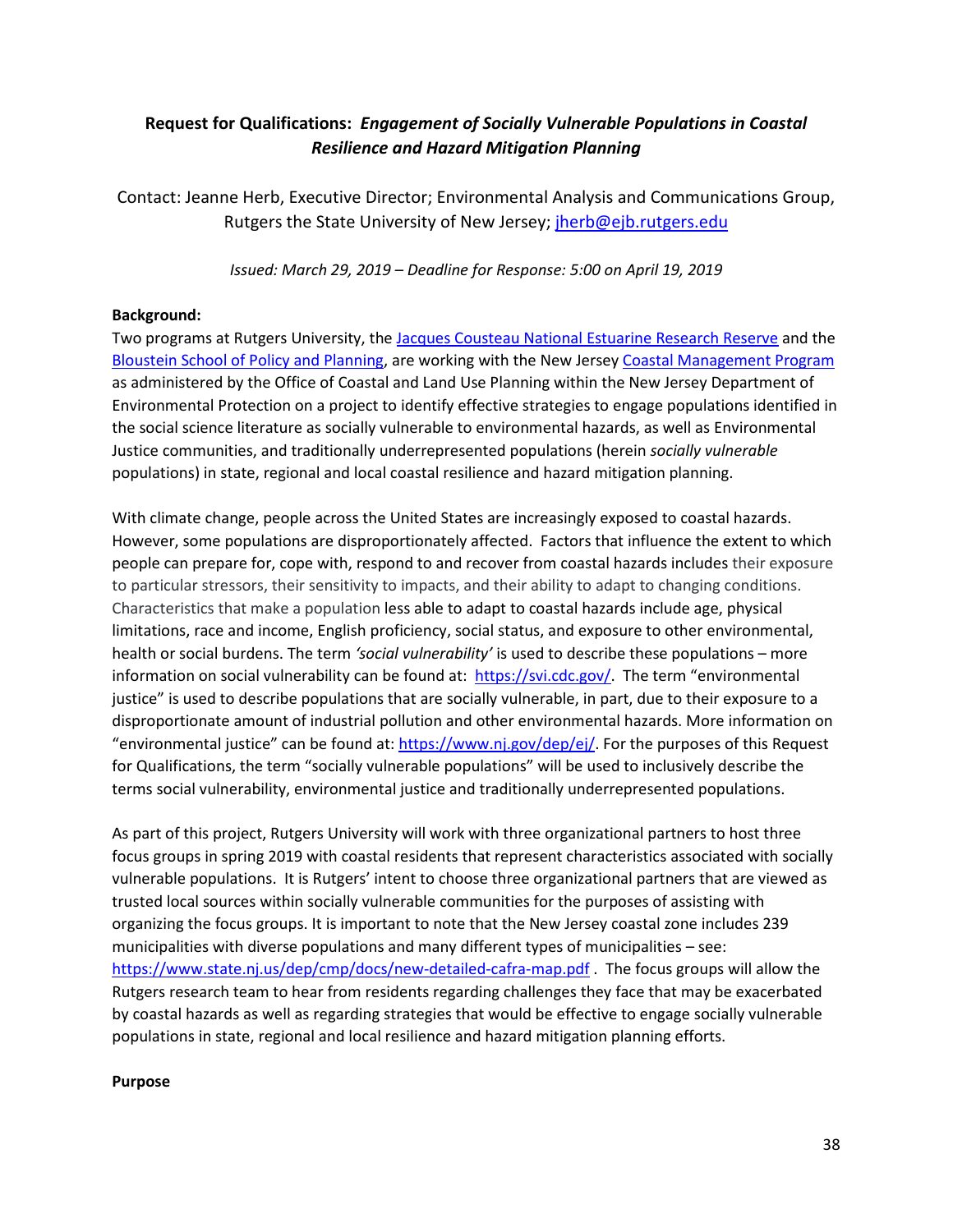## **Request for Qualifications: *Engagement of Socially Vulnerable Populations in Coastal Resilience and Hazard Mitigation Planning***

Contact: Jeanne Herb, Executive Director; Environmental Analysis and Communications Group, Rutgers the State University of New Jersey; jherb@ejb.rutgers.edu

*Issued: March 29, 2019 – Deadline for Response: 5:00 on April 19, 2019*

**Background:**

Two programs at Rutgers University, the Jacques Cousteau National Estuarine Research Reserve and the Bloustein School of Policy and Planning, are working with the New Jersey Coastal Management Program as administered by the Office of Coastal and Land Use Planning within the New Jersey Department of Environmental Protection on a project to identify effective strategies to engage populations identified in the social science literature as socially vulnerable to environmental hazards, as well as Environmental Justice communities, and traditionally underrepresented populations (herein *socially vulnerable* populations) in state, regional and local coastal resilience and hazard mitigation planning.

With climate change, people across the United States are increasingly exposed to coastal hazards. However, some populations are disproportionately affected. Factors that influence the extent to which people can prepare for, cope with, respond to and recover from coastal hazards includes their exposure to particular stressors, their sensitivity to impacts, and their ability to adapt to changing conditions. Characteristics that make a population less able to adapt to coastal hazards include age, physical limitations, race and income, English proficiency, social status, and exposure to other environmental, health or social burdens. The term *'social vulnerability'* is used to describe these populations – more information on social vulnerability can be found at: https://svi.cdc.gov/. The term "environmental justice" is used to describe populations that are socially vulnerable, in part, due to their exposure to a disproportionate amount of industrial pollution and other environmental hazards. More information on "environmental justice" can be found at: https://www.nj.gov/dep/ej/. For the purposes of this Request for Qualifications, the term "socially vulnerable populations" will be used to inclusively describe the terms social vulnerability, environmental justice and traditionally underrepresented populations.

As part of this project, Rutgers University will work with three organizational partners to host three focus groups in spring 2019 with coastal residents that represent characteristics associated with socially vulnerable populations. It is Rutgers' intent to choose three organizational partners that are viewed as trusted local sources within socially vulnerable communities for the purposes of assisting with organizing the focus groups. It is important to note that the New Jersey coastal zone includes 239 municipalities with diverse populations and many different types of municipalities – see: https://www.state.nj.us/dep/cmp/docs/new-detailed-cafra-map.pdf . The focus groups will allow the Rutgers research team to hear from residents regarding challenges they face that may be exacerbated by coastal hazards as well as regarding strategies that would be effective to engage socially vulnerable populations in state, regional and local resilience and hazard mitigation planning efforts.

**Purpose**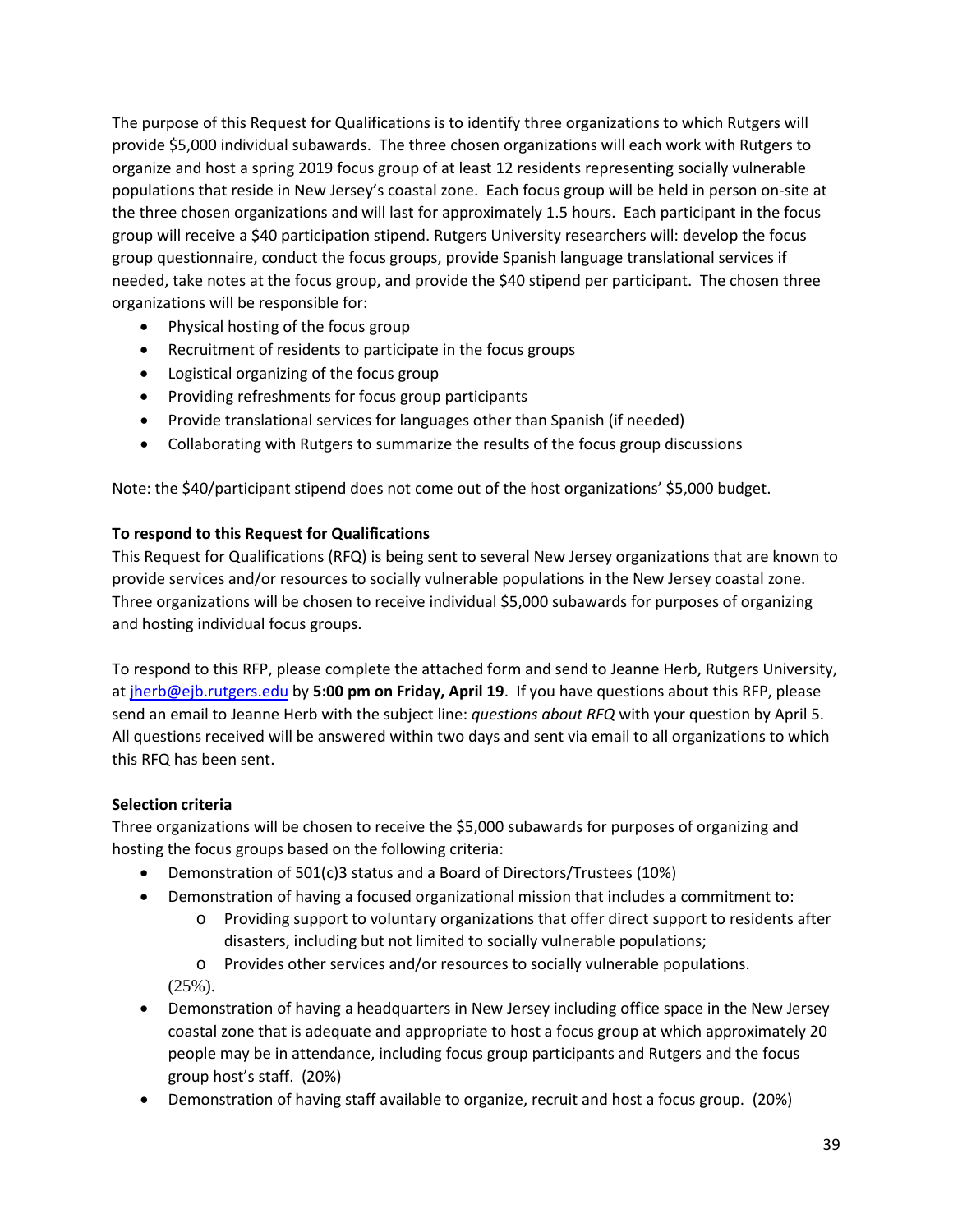The purpose of this Request for Qualifications is to identify three organizations to which Rutgers will provide $5,000 individual subawards. The three chosen organizations will each work with Rutgers to organize and host a spring 2019 focus group of at least 12 residents representing socially vulnerable populations that reside in New Jersey's coastal zone. Each focus group will be held in person on-site at the three chosen organizations and will last for approximately 1.5 hours. Each participant in the focus group will receive a $40 participation stipend. Rutgers University researchers will: develop the focus group questionnaire, conduct the focus groups, provide Spanish language translational services if needed, take notes at the focus group, and provide the $40 stipend per participant. The chosen three organizations will be responsible for:

- Physical hosting of the focus group
- Recruitment of residents to participate in the focus groups
- Logistical organizing of the focus group
- Providing refreshments for focus group participants
- Provide translational services for languages other than Spanish (if needed)
- Collaborating with Rutgers to summarize the results of the focus group discussions

Note: the $40/participant stipend does not come out of the host organizations' $5,000 budget.

**To respond to this Request for Qualifications**

This Request for Qualifications (RFQ) is being sent to several New Jersey organizations that are known to provide services and/or resources to socially vulnerable populations in the New Jersey coastal zone. Three organizations will be chosen to receive individual $5,000 subawards for purposes of organizing and hosting individual focus groups.

To respond to this RFP, please complete the attached form and send to Jeanne Herb, Rutgers University, at jherb@ejb.rutgers.edu by **5:00 pm on Friday, April 19**. If you have questions about this RFP, please send an email to Jeanne Herb with the subject line: *questions about RFQ* with your question by April 5. All questions received will be answered within two days and sent via email to all organizations to which this RFQ has been sent.

**Selection criteria**

Three organizations will be chosen to receive the $5,000 subawards for purposes of organizing and hosting the focus groups based on the following criteria:

- Demonstration of 501(c)3 status and a Board of Directors/Trustees (10%)
- Demonstration of having a focused organizational mission that includes a commitment to:
  - Providing support to voluntary organizations that offer direct support to residents after disasters, including but not limited to socially vulnerable populations;
  - Provides other services and/or resources to socially vulnerable populations.

  (25%).
- Demonstration of having a headquarters in New Jersey including office space in the New Jersey coastal zone that is adequate and appropriate to host a focus group at which approximately 20 people may be in attendance, including focus group participants and Rutgers and the focus group host's staff. (20%)
- Demonstration of having staff available to organize, recruit and host a focus group. (20%)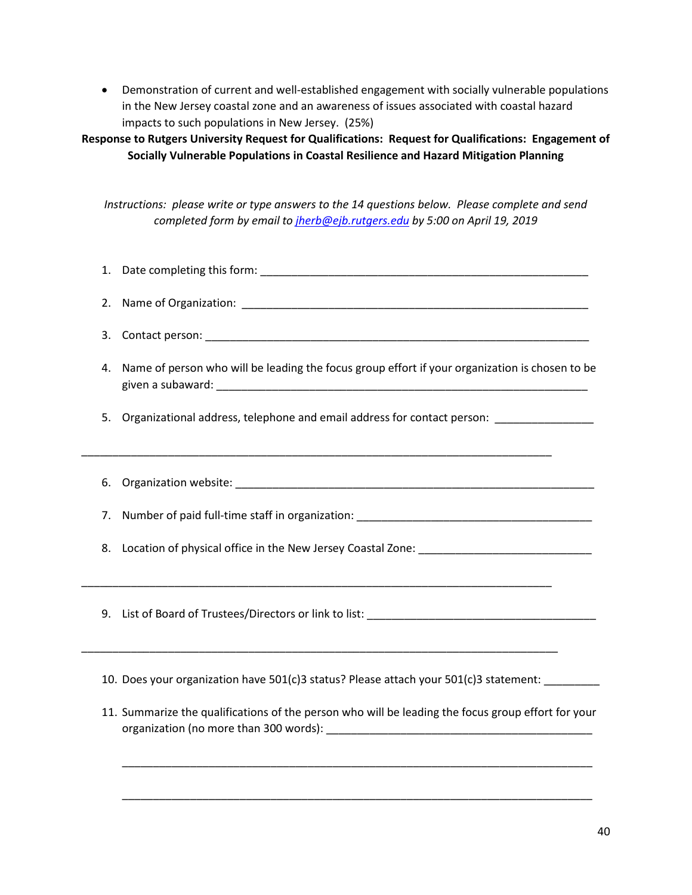- Demonstration of current and well-established engagement with socially vulnerable populations in the New Jersey coastal zone and an awareness of issues associated with coastal hazard impacts to such populations in New Jersey. (25%)

**Response to Rutgers University Request for Qualifications: Request for Qualifications: Engagement of Socially Vulnerable Populations in Coastal Resilience and Hazard Mitigation Planning**

*Instructions: please write or type answers to the 14 questions below. Please complete and send completed form by email to [jherb@ejb.rutgers.edu](mailto:jherb@ejb.rutgers.edu) by 5:00 on April 19, 2019*

1. Date completing this form: ______________________________________________________

2. Name of Organization: ______________________________________________________

3. Contact person: ______________________________________________________

4. Name of person who will be leading the focus group effort if your organization is chosen to be given a subaward: ______________________________________________________

5. Organizational address, telephone and email address for contact person: _______________

______________________________________________________________________________

6. Organization website: ______________________________________________________

7. Number of paid full-time staff in organization: ______________________________________

8. Location of physical office in the New Jersey Coastal Zone: ____________________________

______________________________________________________________________________

9. List of Board of Trustees/Directors or link to list: _____________________________________

______________________________________________________________________________

10. Does your organization have 501(c)3 status? Please attach your 501(c)3 statement: _________

11. Summarize the qualifications of the person who will be leading the focus group effort for your organization (no more than 300 words): ____________________________________________

    ______________________________________________________________________________

    ______________________________________________________________________________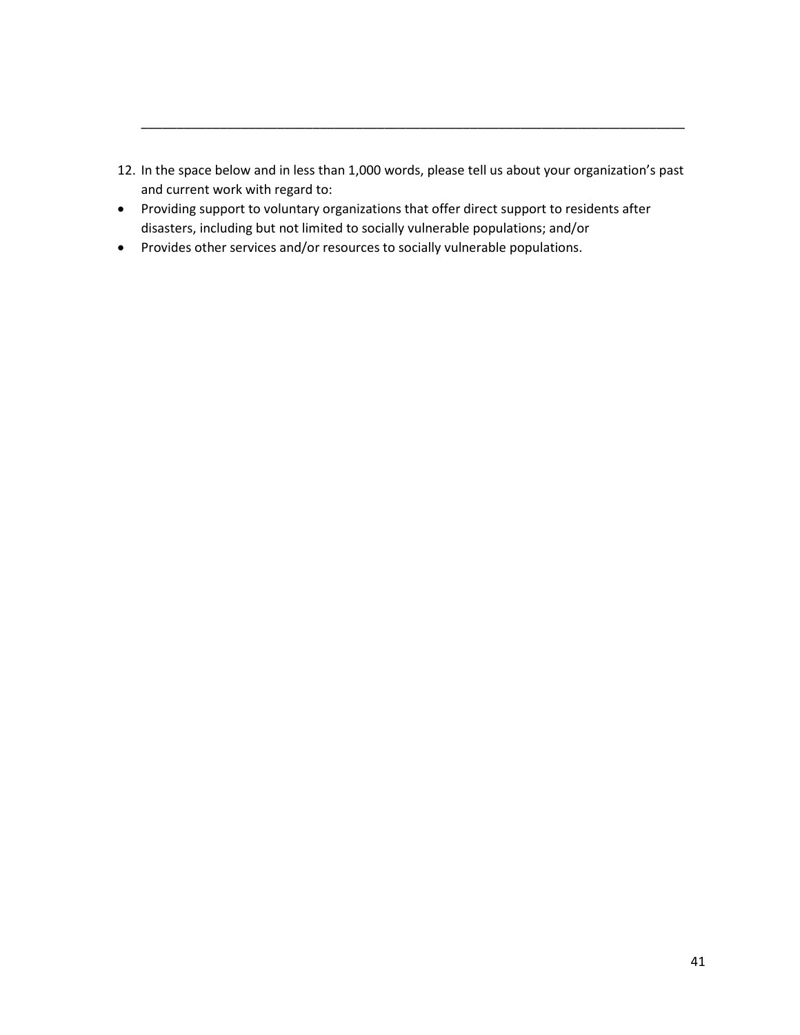______________________________________________________________________________

12. In the space below and in less than 1,000 words, please tell us about your organization's past and current work with regard to:

- Providing support to voluntary organizations that offer direct support to residents after disasters, including but not limited to socially vulnerable populations; and/or
- Provides other services and/or resources to socially vulnerable populations.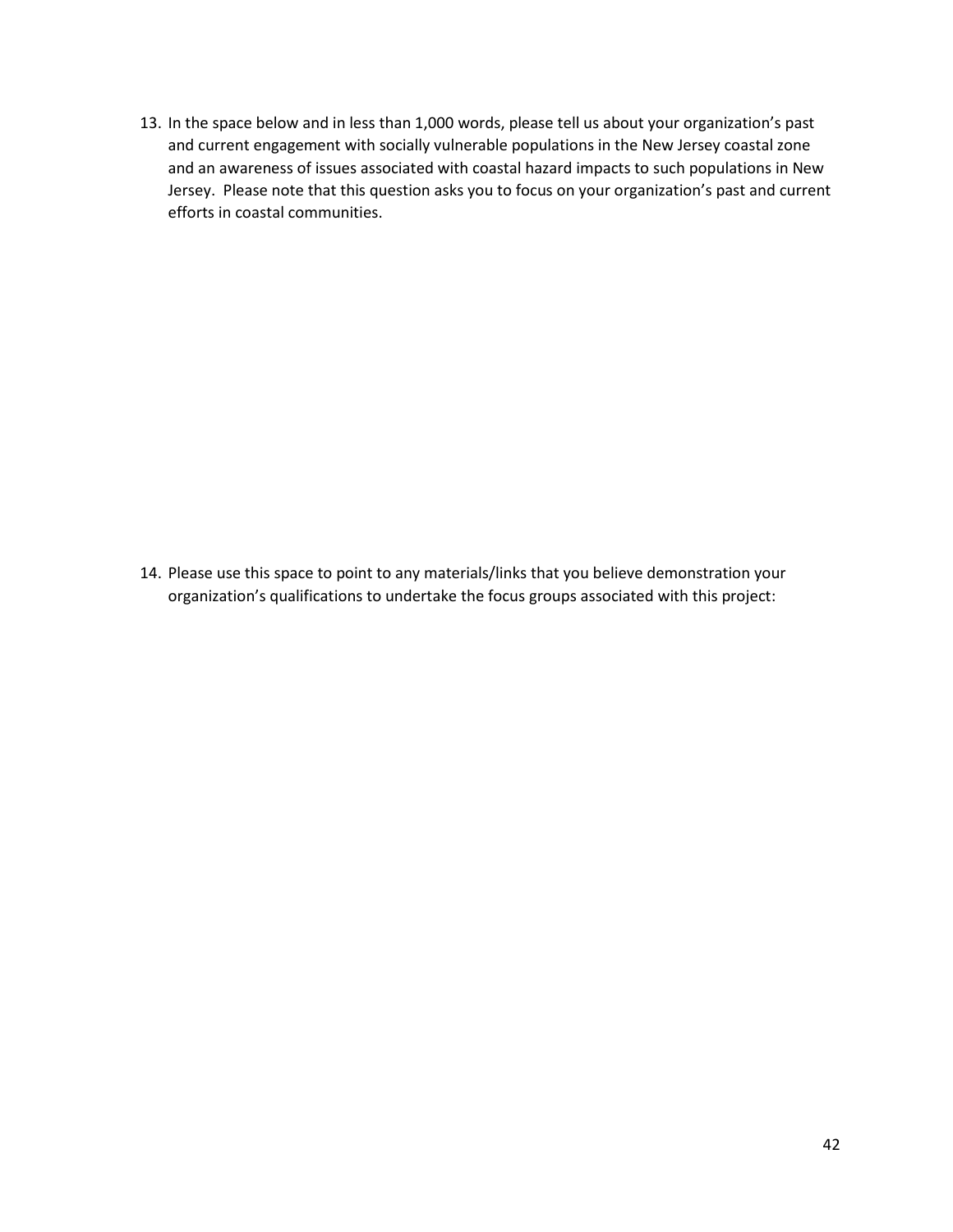13. In the space below and in less than 1,000 words, please tell us about your organization's past and current engagement with socially vulnerable populations in the New Jersey coastal zone and an awareness of issues associated with coastal hazard impacts to such populations in New Jersey. Please note that this question asks you to focus on your organization's past and current efforts in coastal communities.

14. Please use this space to point to any materials/links that you believe demonstration your organization's qualifications to undertake the focus groups associated with this project: